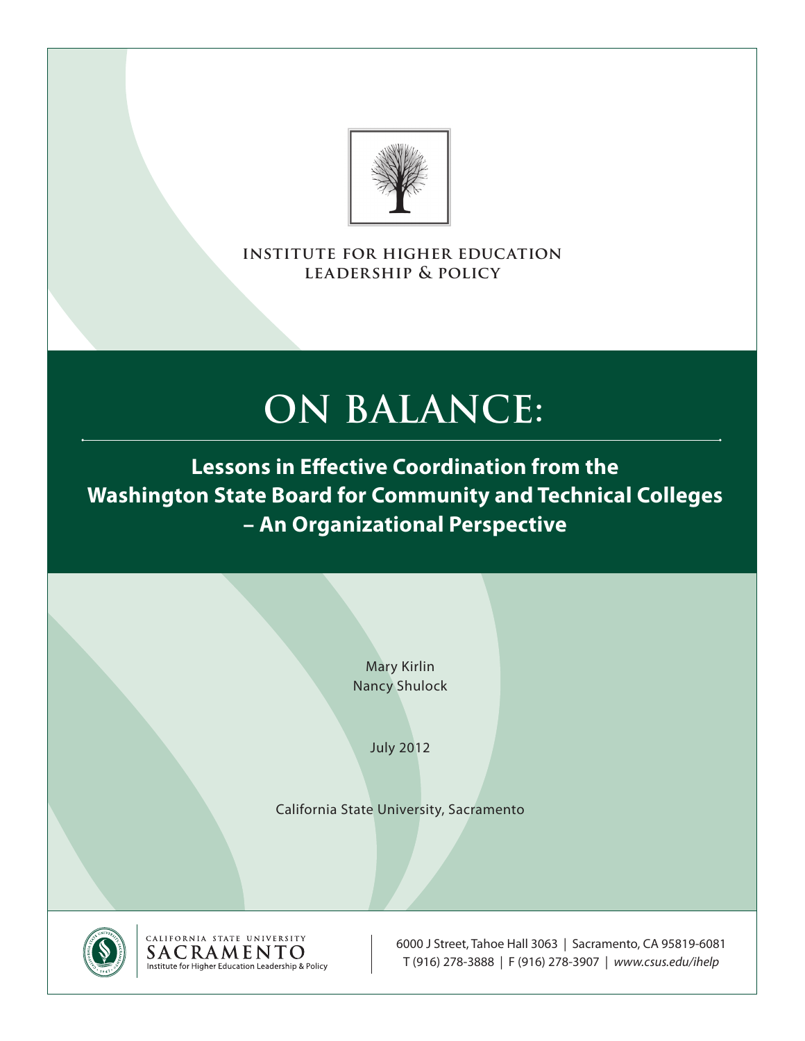INSTITUTE FOR HIGHER EDUCATION LEADERSHIP & POLICY

# ON BALANCE:

## Lessons in Effective Coordination from the Washington State Board for Community and Technical Colleges – An Organizational Perspective

Mary Kirlin
Nancy Shulock

July 2012

California State University, Sacramento

CALIFORNIA STATE UNIVERSITY SACRAMENTO
Institute for Higher Education Leadership & Policy

6000 J Street, Tahoe Hall 3063 | Sacramento, CA 95819-6081
T (916) 278-3888 | F (916) 278-3907 | *www.csus.edu/ihelp*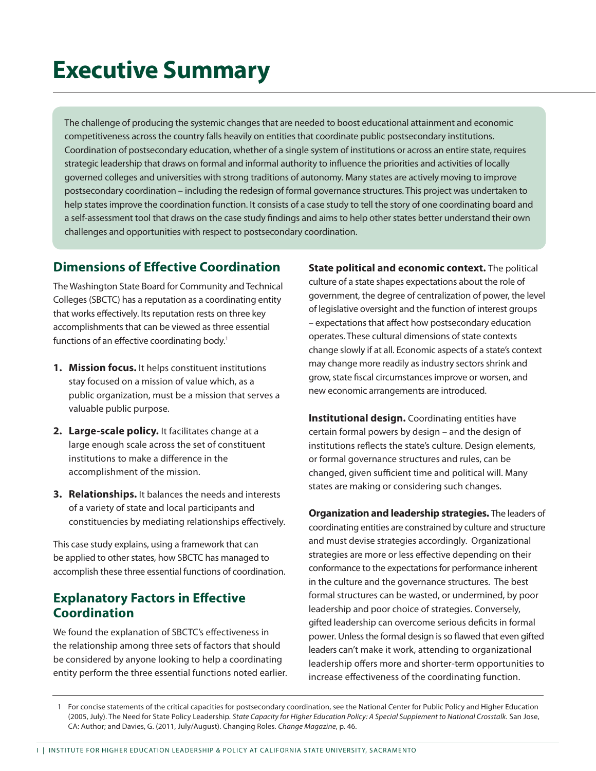# Executive Summary

The challenge of producing the systemic changes that are needed to boost educational attainment and economic competitiveness across the country falls heavily on entities that coordinate public postsecondary institutions. Coordination of postsecondary education, whether of a single system of institutions or across an entire state, requires strategic leadership that draws on formal and informal authority to influence the priorities and activities of locally governed colleges and universities with strong traditions of autonomy. Many states are actively moving to improve postsecondary coordination – including the redesign of formal governance structures. This project was undertaken to help states improve the coordination function. It consists of a case study to tell the story of one coordinating board and a self-assessment tool that draws on the case study findings and aims to help other states better understand their own challenges and opportunities with respect to postsecondary coordination.

## Dimensions of Effective Coordination

The Washington State Board for Community and Technical Colleges (SBCTC) has a reputation as a coordinating entity that works effectively. Its reputation rests on three key accomplishments that can be viewed as three essential functions of an effective coordinating body.[1]

1. **Mission focus.** It helps constituent institutions stay focused on a mission of value which, as a public organization, must be a mission that serves a valuable public purpose.
2. **Large-scale policy.** It facilitates change at a large enough scale across the set of constituent institutions to make a difference in the accomplishment of the mission.
3. **Relationships.** It balances the needs and interests of a variety of state and local participants and constituencies by mediating relationships effectively.

This case study explains, using a framework that can be applied to other states, how SBCTC has managed to accomplish these three essential functions of coordination.

## Explanatory Factors in Effective Coordination

We found the explanation of SBCTC's effectiveness in the relationship among three sets of factors that should be considered by anyone looking to help a coordinating entity perform the three essential functions noted earlier.

**State political and economic context.** The political culture of a state shapes expectations about the role of government, the degree of centralization of power, the level of legislative oversight and the function of interest groups – expectations that affect how postsecondary education operates. These cultural dimensions of state contexts change slowly if at all. Economic aspects of a state's context may change more readily as industry sectors shrink and grow, state fiscal circumstances improve or worsen, and new economic arrangements are introduced.

**Institutional design.** Coordinating entities have certain formal powers by design – and the design of institutions reflects the state's culture. Design elements, or formal governance structures and rules, can be changed, given sufficient time and political will. Many states are making or considering such changes.

**Organization and leadership strategies.** The leaders of coordinating entities are constrained by culture and structure and must devise strategies accordingly. Organizational strategies are more or less effective depending on their conformance to the expectations for performance inherent in the culture and the governance structures. The best formal structures can be wasted, or undermined, by poor leadership and poor choice of strategies. Conversely, gifted leadership can overcome serious deficits in formal power. Unless the formal design is so flawed that even gifted leaders can't make it work, attending to organizational leadership offers more and shorter-term opportunities to increase effectiveness of the coordinating function.

---

1 For concise statements of the critical capacities for postsecondary coordination, see the National Center for Public Policy and Higher Education (2005, July). The Need for State Policy Leadership. *State Capacity for Higher Education Policy: A Special Supplement to National Crosstalk.* San Jose, CA: Author; and Davies, G. (2011, July/August). Changing Roles. *Change Magazine*, p. 46.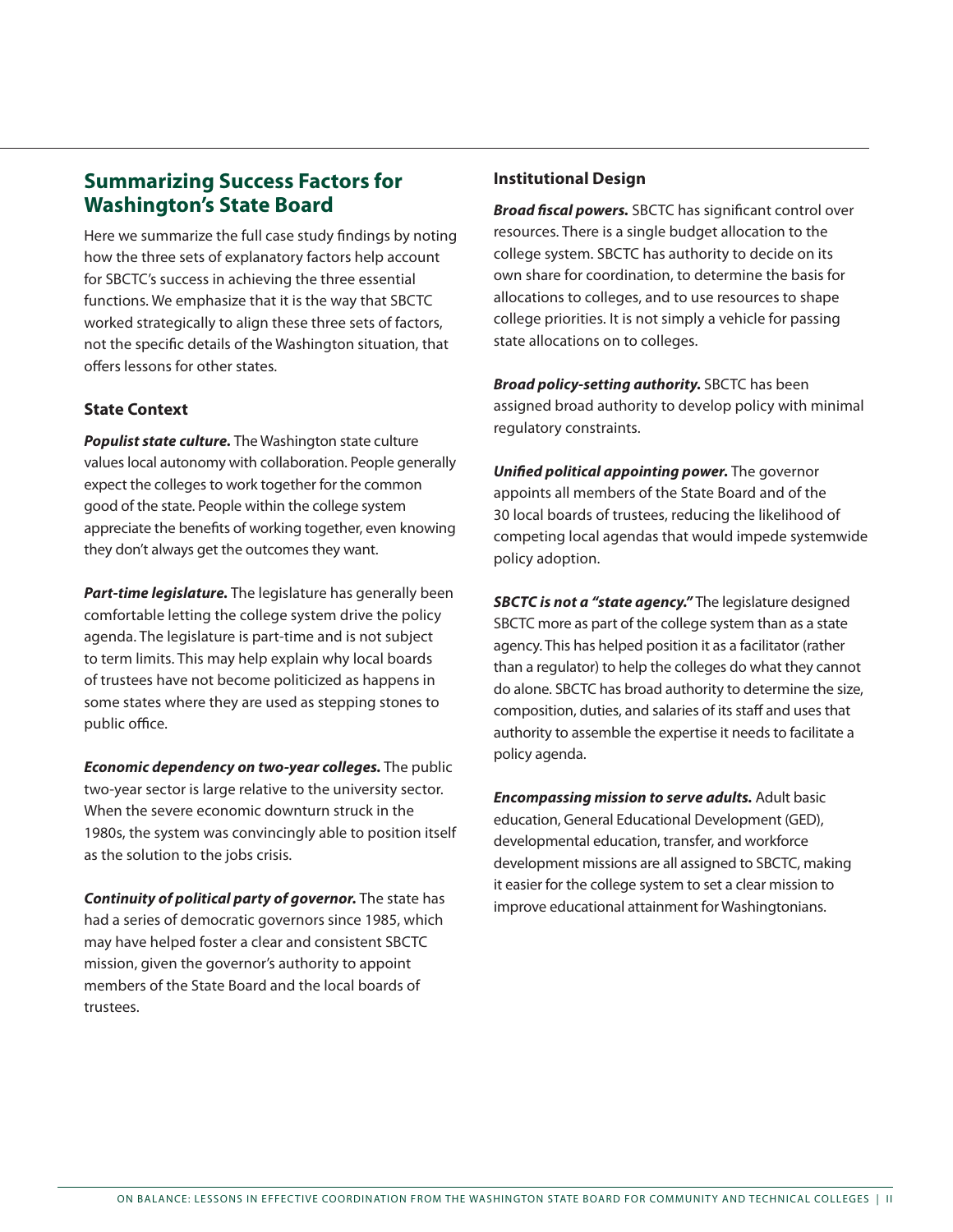## Summarizing Success Factors for Washington's State Board

Here we summarize the full case study findings by noting how the three sets of explanatory factors help account for SBCTC's success in achieving the three essential functions. We emphasize that it is the way that SBCTC worked strategically to align these three sets of factors, not the specific details of the Washington situation, that offers lessons for other states.

### State Context

***Populist state culture.*** The Washington state culture values local autonomy with collaboration. People generally expect the colleges to work together for the common good of the state. People within the college system appreciate the benefits of working together, even knowing they don't always get the outcomes they want.

***Part-time legislature.*** The legislature has generally been comfortable letting the college system drive the policy agenda. The legislature is part-time and is not subject to term limits. This may help explain why local boards of trustees have not become politicized as happens in some states where they are used as stepping stones to public office.

***Economic dependency on two-year colleges.*** The public two-year sector is large relative to the university sector. When the severe economic downturn struck in the 1980s, the system was convincingly able to position itself as the solution to the jobs crisis.

***Continuity of political party of governor.*** The state has had a series of democratic governors since 1985, which may have helped foster a clear and consistent SBCTC mission, given the governor's authority to appoint members of the State Board and the local boards of trustees.

### Institutional Design

***Broad fiscal powers.*** SBCTC has significant control over resources. There is a single budget allocation to the college system. SBCTC has authority to decide on its own share for coordination, to determine the basis for allocations to colleges, and to use resources to shape college priorities. It is not simply a vehicle for passing state allocations on to colleges.

***Broad policy-setting authority.*** SBCTC has been assigned broad authority to develop policy with minimal regulatory constraints.

***Unified political appointing power.*** The governor appoints all members of the State Board and of the 30 local boards of trustees, reducing the likelihood of competing local agendas that would impede systemwide policy adoption.

***SBCTC is not a "state agency."*** The legislature designed SBCTC more as part of the college system than as a state agency. This has helped position it as a facilitator (rather than a regulator) to help the colleges do what they cannot do alone. SBCTC has broad authority to determine the size, composition, duties, and salaries of its staff and uses that authority to assemble the expertise it needs to facilitate a policy agenda.

***Encompassing mission to serve adults.*** Adult basic education, General Educational Development (GED), developmental education, transfer, and workforce development missions are all assigned to SBCTC, making it easier for the college system to set a clear mission to improve educational attainment for Washingtonians.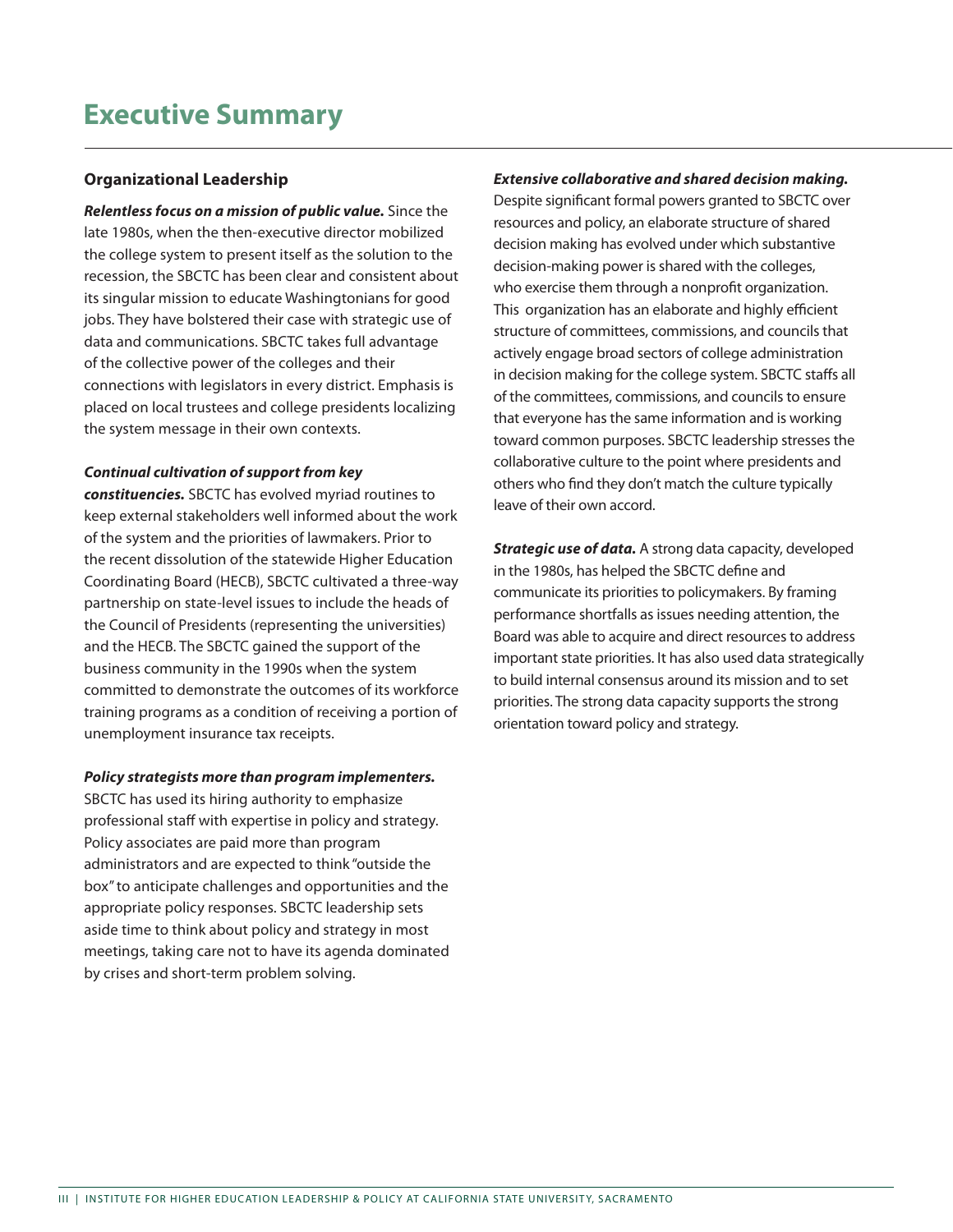# Executive Summary

## Organizational Leadership

***Relentless focus on a mission of public value.*** Since the late 1980s, when the then-executive director mobilized the college system to present itself as the solution to the recession, the SBCTC has been clear and consistent about its singular mission to educate Washingtonians for good jobs. They have bolstered their case with strategic use of data and communications. SBCTC takes full advantage of the collective power of the colleges and their connections with legislators in every district. Emphasis is placed on local trustees and college presidents localizing the system message in their own contexts.

***Continual cultivation of support from key constituencies.*** SBCTC has evolved myriad routines to keep external stakeholders well informed about the work of the system and the priorities of lawmakers. Prior to the recent dissolution of the statewide Higher Education Coordinating Board (HECB), SBCTC cultivated a three-way partnership on state-level issues to include the heads of the Council of Presidents (representing the universities) and the HECB. The SBCTC gained the support of the business community in the 1990s when the system committed to demonstrate the outcomes of its workforce training programs as a condition of receiving a portion of unemployment insurance tax receipts.

***Policy strategists more than program implementers.*** SBCTC has used its hiring authority to emphasize professional staff with expertise in policy and strategy. Policy associates are paid more than program administrators and are expected to think "outside the box" to anticipate challenges and opportunities and the appropriate policy responses. SBCTC leadership sets aside time to think about policy and strategy in most meetings, taking care not to have its agenda dominated by crises and short-term problem solving.

***Extensive collaborative and shared decision making.*** Despite significant formal powers granted to SBCTC over resources and policy, an elaborate structure of shared decision making has evolved under which substantive decision-making power is shared with the colleges, who exercise them through a nonprofit organization. This organization has an elaborate and highly efficient structure of committees, commissions, and councils that actively engage broad sectors of college administration in decision making for the college system. SBCTC staffs all of the committees, commissions, and councils to ensure that everyone has the same information and is working toward common purposes. SBCTC leadership stresses the collaborative culture to the point where presidents and others who find they don't match the culture typically leave of their own accord.

***Strategic use of data.*** A strong data capacity, developed in the 1980s, has helped the SBCTC define and communicate its priorities to policymakers. By framing performance shortfalls as issues needing attention, the Board was able to acquire and direct resources to address important state priorities. It has also used data strategically to build internal consensus around its mission and to set priorities. The strong data capacity supports the strong orientation toward policy and strategy.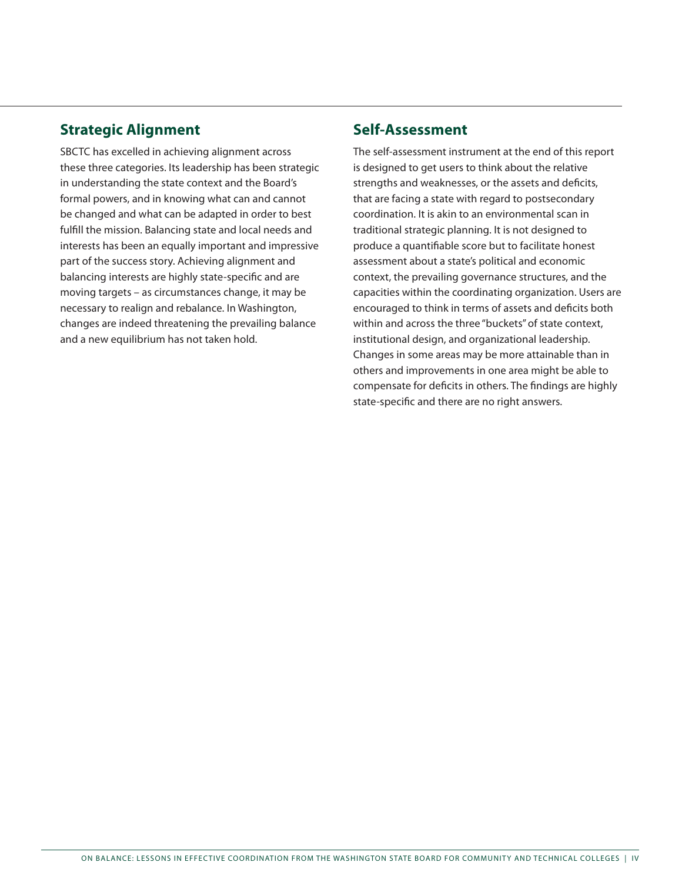## Strategic Alignment

SBCTC has excelled in achieving alignment across these three categories. Its leadership has been strategic in understanding the state context and the Board's formal powers, and in knowing what can and cannot be changed and what can be adapted in order to best fulfill the mission. Balancing state and local needs and interests has been an equally important and impressive part of the success story. Achieving alignment and balancing interests are highly state-specific and are moving targets – as circumstances change, it may be necessary to realign and rebalance. In Washington, changes are indeed threatening the prevailing balance and a new equilibrium has not taken hold.

## Self-Assessment

The self-assessment instrument at the end of this report is designed to get users to think about the relative strengths and weaknesses, or the assets and deficits, that are facing a state with regard to postsecondary coordination. It is akin to an environmental scan in traditional strategic planning. It is not designed to produce a quantifiable score but to facilitate honest assessment about a state's political and economic context, the prevailing governance structures, and the capacities within the coordinating organization. Users are encouraged to think in terms of assets and deficits both within and across the three "buckets" of state context, institutional design, and organizational leadership. Changes in some areas may be more attainable than in others and improvements in one area might be able to compensate for deficits in others. The findings are highly state-specific and there are no right answers.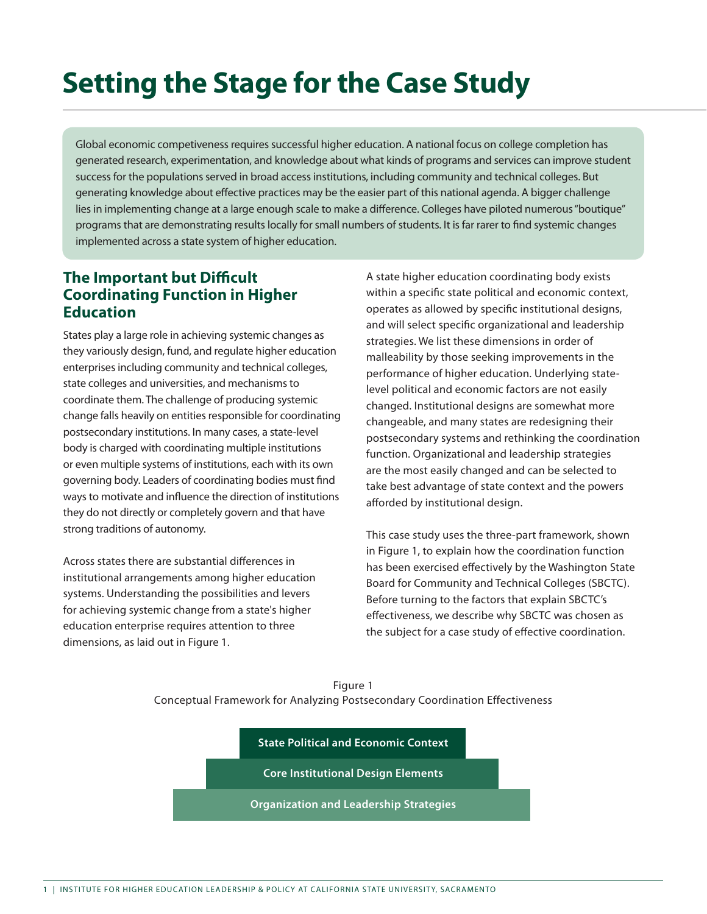# Setting the Stage for the Case Study

Global economic competitiveness requires successful higher education. A national focus on college completion has generated research, experimentation, and knowledge about what kinds of programs and services can improve student success for the populations served in broad access institutions, including community and technical colleges. But generating knowledge about effective practices may be the easier part of this national agenda. A bigger challenge lies in implementing change at a large enough scale to make a difference. Colleges have piloted numerous "boutique" programs that are demonstrating results locally for small numbers of students. It is far rarer to find systemic changes implemented across a state system of higher education.

## The Important but Difficult Coordinating Function in Higher Education

States play a large role in achieving systemic changes as they variously design, fund, and regulate higher education enterprises including community and technical colleges, state colleges and universities, and mechanisms to coordinate them. The challenge of producing systemic change falls heavily on entities responsible for coordinating postsecondary institutions. In many cases, a state-level body is charged with coordinating multiple institutions or even multiple systems of institutions, each with its own governing body. Leaders of coordinating bodies must find ways to motivate and influence the direction of institutions they do not directly or completely govern and that have strong traditions of autonomy.

Across states there are substantial differences in institutional arrangements among higher education systems. Understanding the possibilities and levers for achieving systemic change from a state's higher education enterprise requires attention to three dimensions, as laid out in Figure 1.

A state higher education coordinating body exists within a specific state political and economic context, operates as allowed by specific institutional designs, and will select specific organizational and leadership strategies. We list these dimensions in order of malleability by those seeking improvements in the performance of higher education. Underlying state-level political and economic factors are not easily changed. Institutional designs are somewhat more changeable, and many states are redesigning their postsecondary systems and rethinking the coordination function. Organizational and leadership strategies are the most easily changed and can be selected to take best advantage of state context and the powers afforded by institutional design.

This case study uses the three-part framework, shown in Figure 1, to explain how the coordination function has been exercised effectively by the Washington State Board for Community and Technical Colleges (SBCTC). Before turning to the factors that explain SBCTC's effectiveness, we describe why SBCTC was chosen as the subject for a case study of effective coordination.

Figure 1
Conceptual Framework for Analyzing Postsecondary Coordination Effectiveness

**State Political and Economic Context**

**Core Institutional Design Elements**

**Organization and Leadership Strategies**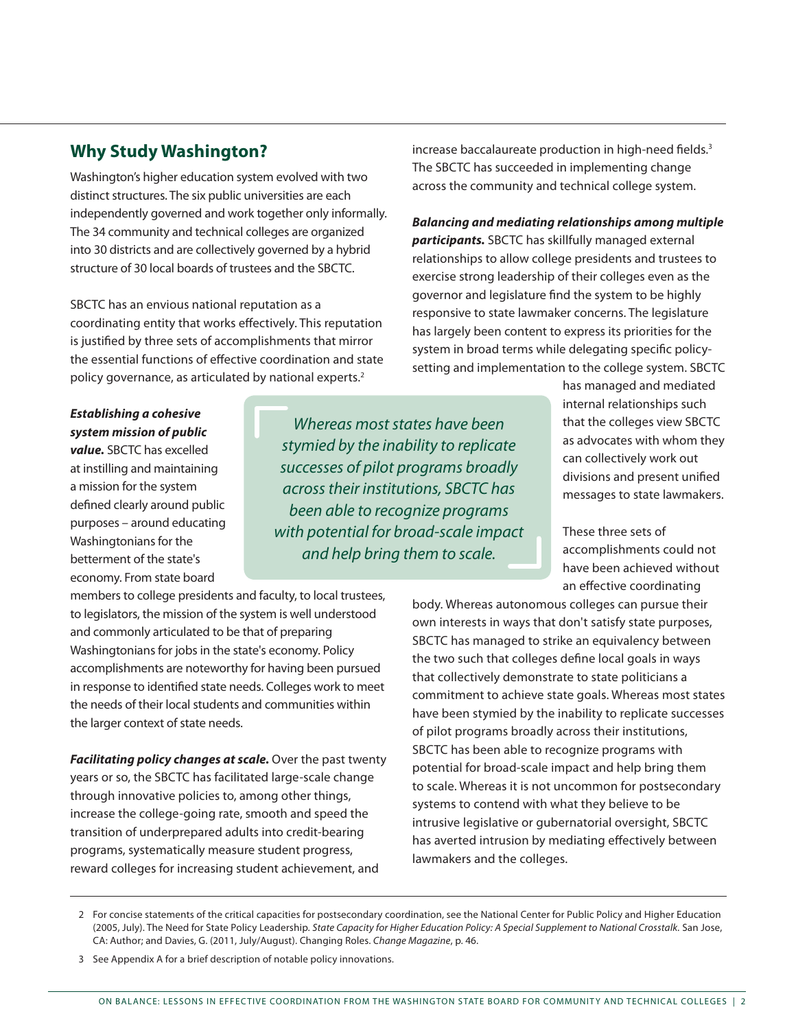## Why Study Washington?

Washington's higher education system evolved with two distinct structures. The six public universities are each independently governed and work together only informally. The 34 community and technical colleges are organized into 30 districts and are collectively governed by a hybrid structure of 30 local boards of trustees and the SBCTC.

SBCTC has an envious national reputation as a coordinating entity that works effectively. This reputation is justified by three sets of accomplishments that mirror the essential functions of effective coordination and state policy governance, as articulated by national experts.[2]

***Establishing a cohesive system mission of public value.*** SBCTC has excelled at instilling and maintaining a mission for the system defined clearly around public purposes – around educating Washingtonians for the betterment of the state's economy. From state board members to college presidents and faculty, to local trustees, to legislators, the mission of the system is well understood and commonly articulated to be that of preparing Washingtonians for jobs in the state's economy. Policy accomplishments are noteworthy for having been pursued in response to identified state needs. Colleges work to meet the needs of their local students and communities within the larger context of state needs.

***Facilitating policy changes at scale.*** Over the past twenty years or so, the SBCTC has facilitated large-scale change through innovative policies to, among other things, increase the college-going rate, smooth and speed the transition of underprepared adults into credit-bearing programs, systematically measure student progress, reward colleges for increasing student achievement, and increase baccalaureate production in high-need fields.[3] The SBCTC has succeeded in implementing change across the community and technical college system.

***Balancing and mediating relationships among multiple participants.*** SBCTC has skillfully managed external relationships to allow college presidents and trustees to exercise strong leadership of their colleges even as the governor and legislature find the system to be highly responsive to state lawmaker concerns. The legislature has largely been content to express its priorities for the system in broad terms while delegating specific policy-setting and implementation to the college system. SBCTC has managed and mediated internal relationships such that the colleges view SBCTC as advocates with whom they can collectively work out divisions and present unified messages to state lawmakers.

> *Whereas most states have been stymied by the inability to replicate successes of pilot programs broadly across their institutions, SBCTC has been able to recognize programs with potential for broad-scale impact and help bring them to scale.*

These three sets of accomplishments could not have been achieved without an effective coordinating body. Whereas autonomous colleges can pursue their own interests in ways that don't satisfy state purposes, SBCTC has managed to strike an equivalency between the two such that colleges define local goals in ways that collectively demonstrate to state politicians a commitment to achieve state goals. Whereas most states have been stymied by the inability to replicate successes of pilot programs broadly across their institutions, SBCTC has been able to recognize programs with potential for broad-scale impact and help bring them to scale. Whereas it is not uncommon for postsecondary systems to contend with what they believe to be intrusive legislative or gubernatorial oversight, SBCTC has averted intrusion by mediating effectively between lawmakers and the colleges.

---

2 For concise statements of the critical capacities for postsecondary coordination, see the National Center for Public Policy and Higher Education (2005, July). The Need for State Policy Leadership. *State Capacity for Higher Education Policy: A Special Supplement to National Crosstalk.* San Jose, CA: Author; and Davies, G. (2011, July/August). Changing Roles. *Change Magazine*, p. 46.

3 See Appendix A for a brief description of notable policy innovations.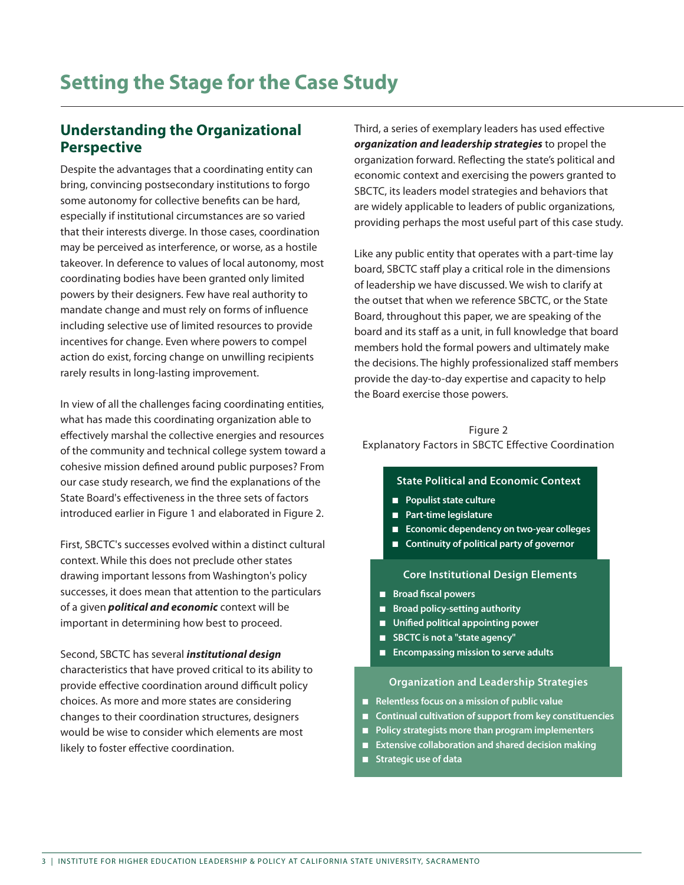# Setting the Stage for the Case Study

## Understanding the Organizational Perspective

Despite the advantages that a coordinating entity can bring, convincing postsecondary institutions to forgo some autonomy for collective benefits can be hard, especially if institutional circumstances are so varied that their interests diverge. In those cases, coordination may be perceived as interference, or worse, as a hostile takeover. In deference to values of local autonomy, most coordinating bodies have been granted only limited powers by their designers. Few have real authority to mandate change and must rely on forms of influence including selective use of limited resources to provide incentives for change. Even where powers to compel action do exist, forcing change on unwilling recipients rarely results in long-lasting improvement.

In view of all the challenges facing coordinating entities, what has made this coordinating organization able to effectively marshal the collective energies and resources of the community and technical college system toward a cohesive mission defined around public purposes? From our case study research, we find the explanations of the State Board's effectiveness in the three sets of factors introduced earlier in Figure 1 and elaborated in Figure 2.

First, SBCTC's successes evolved within a distinct cultural context. While this does not preclude other states drawing important lessons from Washington's policy successes, it does mean that attention to the particulars of a given ***political and economic*** context will be important in determining how best to proceed.

Second, SBCTC has several ***institutional design*** characteristics that have proved critical to its ability to provide effective coordination around difficult policy choices. As more and more states are considering changes to their coordination structures, designers would be wise to consider which elements are most likely to foster effective coordination.

Third, a series of exemplary leaders has used effective ***organization and leadership strategies*** to propel the organization forward. Reflecting the state's political and economic context and exercising the powers granted to SBCTC, its leaders model strategies and behaviors that are widely applicable to leaders of public organizations, providing perhaps the most useful part of this case study.

Like any public entity that operates with a part-time lay board, SBCTC staff play a critical role in the dimensions of leadership we have discussed. We wish to clarify at the outset that when we reference SBCTC, or the State Board, throughout this paper, we are speaking of the board and its staff as a unit, in full knowledge that board members hold the formal powers and ultimately make the decisions. The highly professionalized staff members provide the day-to-day expertise and capacity to help the Board exercise those powers.

Figure 2
Explanatory Factors in SBCTC Effective Coordination

**State Political and Economic Context**

- **Populist state culture**
- **Part-time legislature**
- **Economic dependency on two-year colleges**
- **Continuity of political party of governor**

**Core Institutional Design Elements**

- **Broad fiscal powers**
- **Broad policy-setting authority**
- **Unified political appointing power**
- **SBCTC is not a "state agency"**
- **Encompassing mission to serve adults**

**Organization and Leadership Strategies**

- **Relentless focus on a mission of public value**
- **Continual cultivation of support from key constituencies**
- **Policy strategists more than program implementers**
- **Extensive collaboration and shared decision making**
- **Strategic use of data**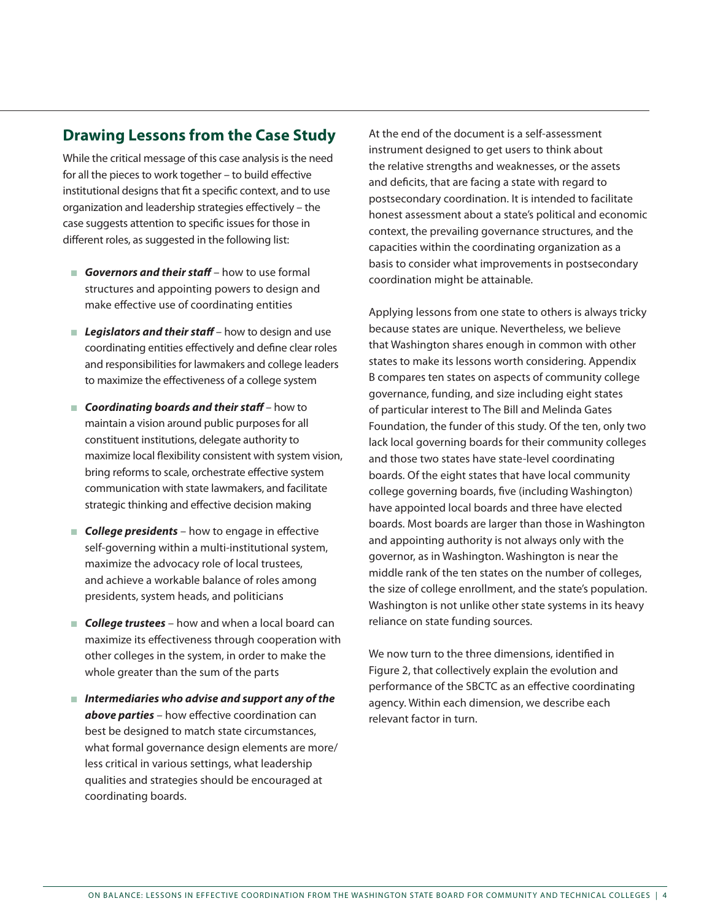## Drawing Lessons from the Case Study

While the critical message of this case analysis is the need for all the pieces to work together – to build effective institutional designs that fit a specific context, and to use organization and leadership strategies effectively – the case suggests attention to specific issues for those in different roles, as suggested in the following list:

- ***Governors and their staff*** – how to use formal structures and appointing powers to design and make effective use of coordinating entities
- ***Legislators and their staff*** – how to design and use coordinating entities effectively and define clear roles and responsibilities for lawmakers and college leaders to maximize the effectiveness of a college system
- ***Coordinating boards and their staff*** – how to maintain a vision around public purposes for all constituent institutions, delegate authority to maximize local flexibility consistent with system vision, bring reforms to scale, orchestrate effective system communication with state lawmakers, and facilitate strategic thinking and effective decision making
- ***College presidents*** – how to engage in effective self-governing within a multi-institutional system, maximize the advocacy role of local trustees, and achieve a workable balance of roles among presidents, system heads, and politicians
- ***College trustees*** – how and when a local board can maximize its effectiveness through cooperation with other colleges in the system, in order to make the whole greater than the sum of the parts
- ***Intermediaries who advise and support any of the above parties*** – how effective coordination can best be designed to match state circumstances, what formal governance design elements are more/less critical in various settings, what leadership qualities and strategies should be encouraged at coordinating boards.

At the end of the document is a self-assessment instrument designed to get users to think about the relative strengths and weaknesses, or the assets and deficits, that are facing a state with regard to postsecondary coordination. It is intended to facilitate honest assessment about a state's political and economic context, the prevailing governance structures, and the capacities within the coordinating organization as a basis to consider what improvements in postsecondary coordination might be attainable.

Applying lessons from one state to others is always tricky because states are unique. Nevertheless, we believe that Washington shares enough in common with other states to make its lessons worth considering. Appendix B compares ten states on aspects of community college governance, funding, and size including eight states of particular interest to The Bill and Melinda Gates Foundation, the funder of this study. Of the ten, only two lack local governing boards for their community colleges and those two states have state-level coordinating boards. Of the eight states that have local community college governing boards, five (including Washington) have appointed local boards and three have elected boards. Most boards are larger than those in Washington and appointing authority is not always only with the governor, as in Washington. Washington is near the middle rank of the ten states on the number of colleges, the size of college enrollment, and the state's population. Washington is not unlike other state systems in its heavy reliance on state funding sources.

We now turn to the three dimensions, identified in Figure 2, that collectively explain the evolution and performance of the SBCTC as an effective coordinating agency. Within each dimension, we describe each relevant factor in turn.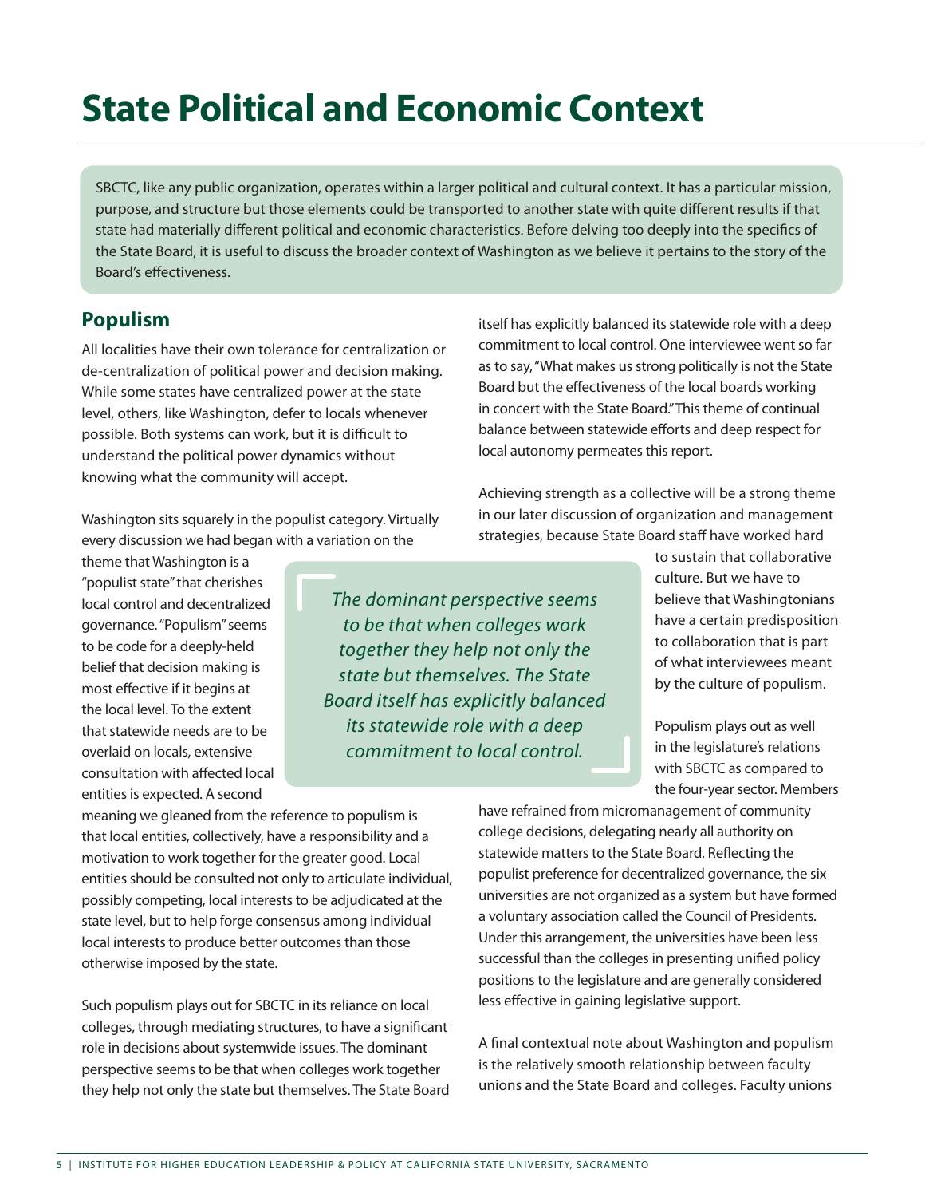# State Political and Economic Context

SBCTC, like any public organization, operates within a larger political and cultural context. It has a particular mission, purpose, and structure but those elements could be transported to another state with quite different results if that state had materially different political and economic characteristics. Before delving too deeply into the specifics of the State Board, it is useful to discuss the broader context of Washington as we believe it pertains to the story of the Board's effectiveness.

## Populism

All localities have their own tolerance for centralization or de-centralization of political power and decision making. While some states have centralized power at the state level, others, like Washington, defer to locals whenever possible. Both systems can work, but it is difficult to understand the political power dynamics without knowing what the community will accept.

Washington sits squarely in the populist category. Virtually every discussion we had began with a variation on the theme that Washington is a "populist state" that cherishes local control and decentralized governance. "Populism" seems to be code for a deeply-held belief that decision making is most effective if it begins at the local level. To the extent that statewide needs are to be overlaid on locals, extensive consultation with affected local entities is expected. A second meaning we gleaned from the reference to populism is that local entities, collectively, have a responsibility and a motivation to work together for the greater good. Local entities should be consulted not only to articulate individual, possibly competing, local interests to be adjudicated at the state level, but to help forge consensus among individual local interests to produce better outcomes than those otherwise imposed by the state.

*The dominant perspective seems to be that when colleges work together they help not only the state but themselves. The State Board itself has explicitly balanced its statewide role with a deep commitment to local control.*

Such populism plays out for SBCTC in its reliance on local colleges, through mediating structures, to have a significant role in decisions about systemwide issues. The dominant perspective seems to be that when colleges work together they help not only the state but themselves. The State Board itself has explicitly balanced its statewide role with a deep commitment to local control. One interviewee went so far as to say, "What makes us strong politically is not the State Board but the effectiveness of the local boards working in concert with the State Board." This theme of continual balance between statewide efforts and deep respect for local autonomy permeates this report.

Achieving strength as a collective will be a strong theme in our later discussion of organization and management strategies, because State Board staff have worked hard to sustain that collaborative culture. But we have to believe that Washingtonians have a certain predisposition to collaboration that is part of what interviewees meant by the culture of populism.

Populism plays out as well in the legislature's relations with SBCTC as compared to the four-year sector. Members have refrained from micromanagement of community college decisions, delegating nearly all authority on statewide matters to the State Board. Reflecting the populist preference for decentralized governance, the six universities are not organized as a system but have formed a voluntary association called the Council of Presidents. Under this arrangement, the universities have been less successful than the colleges in presenting unified policy positions to the legislature and are generally considered less effective in gaining legislative support.

A final contextual note about Washington and populism is the relatively smooth relationship between faculty unions and the State Board and colleges. Faculty unions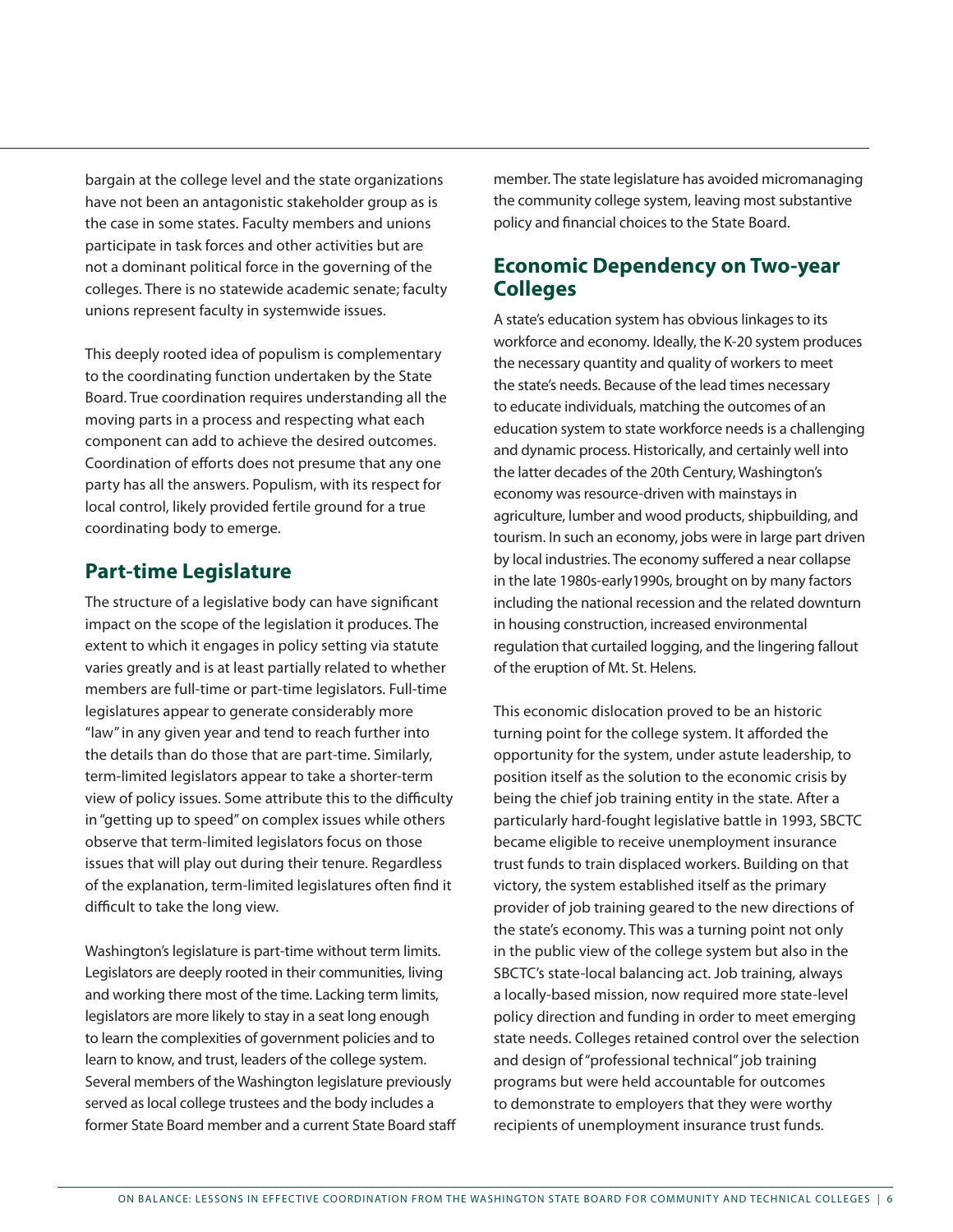bargain at the college level and the state organizations have not been an antagonistic stakeholder group as is the case in some states. Faculty members and unions participate in task forces and other activities but are not a dominant political force in the governing of the colleges. There is no statewide academic senate; faculty unions represent faculty in systemwide issues.

This deeply rooted idea of populism is complementary to the coordinating function undertaken by the State Board. True coordination requires understanding all the moving parts in a process and respecting what each component can add to achieve the desired outcomes. Coordination of efforts does not presume that any one party has all the answers. Populism, with its respect for local control, likely provided fertile ground for a true coordinating body to emerge.

## Part-time Legislature

The structure of a legislative body can have significant impact on the scope of the legislation it produces. The extent to which it engages in policy setting via statute varies greatly and is at least partially related to whether members are full-time or part-time legislators. Full-time legislatures appear to generate considerably more "law" in any given year and tend to reach further into the details than do those that are part-time. Similarly, term-limited legislators appear to take a shorter-term view of policy issues. Some attribute this to the difficulty in "getting up to speed" on complex issues while others observe that term-limited legislators focus on those issues that will play out during their tenure. Regardless of the explanation, term-limited legislatures often find it difficult to take the long view.

Washington's legislature is part-time without term limits. Legislators are deeply rooted in their communities, living and working there most of the time. Lacking term limits, legislators are more likely to stay in a seat long enough to learn the complexities of government policies and to learn to know, and trust, leaders of the college system. Several members of the Washington legislature previously served as local college trustees and the body includes a former State Board member and a current State Board staff member. The state legislature has avoided micromanaging the community college system, leaving most substantive policy and financial choices to the State Board.

## Economic Dependency on Two-year Colleges

A state's education system has obvious linkages to its workforce and economy. Ideally, the K-20 system produces the necessary quantity and quality of workers to meet the state's needs. Because of the lead times necessary to educate individuals, matching the outcomes of an education system to state workforce needs is a challenging and dynamic process. Historically, and certainly well into the latter decades of the 20th Century, Washington's economy was resource-driven with mainstays in agriculture, lumber and wood products, shipbuilding, and tourism. In such an economy, jobs were in large part driven by local industries. The economy suffered a near collapse in the late 1980s-early1990s, brought on by many factors including the national recession and the related downturn in housing construction, increased environmental regulation that curtailed logging, and the lingering fallout of the eruption of Mt. St. Helens.

This economic dislocation proved to be an historic turning point for the college system. It afforded the opportunity for the system, under astute leadership, to position itself as the solution to the economic crisis by being the chief job training entity in the state. After a particularly hard-fought legislative battle in 1993, SBCTC became eligible to receive unemployment insurance trust funds to train displaced workers. Building on that victory, the system established itself as the primary provider of job training geared to the new directions of the state's economy. This was a turning point not only in the public view of the college system but also in the SBCTC's state-local balancing act. Job training, always a locally-based mission, now required more state-level policy direction and funding in order to meet emerging state needs. Colleges retained control over the selection and design of "professional technical" job training programs but were held accountable for outcomes to demonstrate to employers that they were worthy recipients of unemployment insurance trust funds.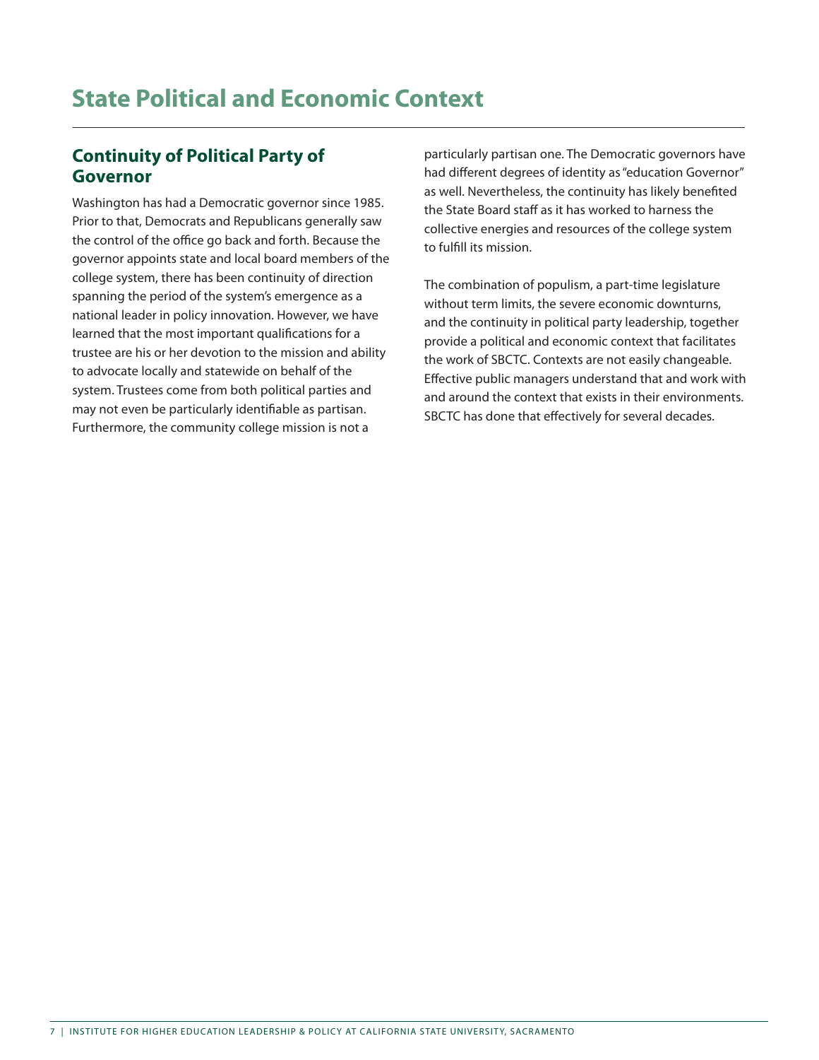# State Political and Economic Context

## Continuity of Political Party of Governor

Washington has had a Democratic governor since 1985. Prior to that, Democrats and Republicans generally saw the control of the office go back and forth. Because the governor appoints state and local board members of the college system, there has been continuity of direction spanning the period of the system's emergence as a national leader in policy innovation. However, we have learned that the most important qualifications for a trustee are his or her devotion to the mission and ability to advocate locally and statewide on behalf of the system. Trustees come from both political parties and may not even be particularly identifiable as partisan. Furthermore, the community college mission is not a particularly partisan one. The Democratic governors have had different degrees of identity as "education Governor" as well. Nevertheless, the continuity has likely benefited the State Board staff as it has worked to harness the collective energies and resources of the college system to fulfill its mission.

The combination of populism, a part-time legislature without term limits, the severe economic downturns, and the continuity in political party leadership, together provide a political and economic context that facilitates the work of SBCTC. Contexts are not easily changeable. Effective public managers understand that and work with and around the context that exists in their environments. SBCTC has done that effectively for several decades.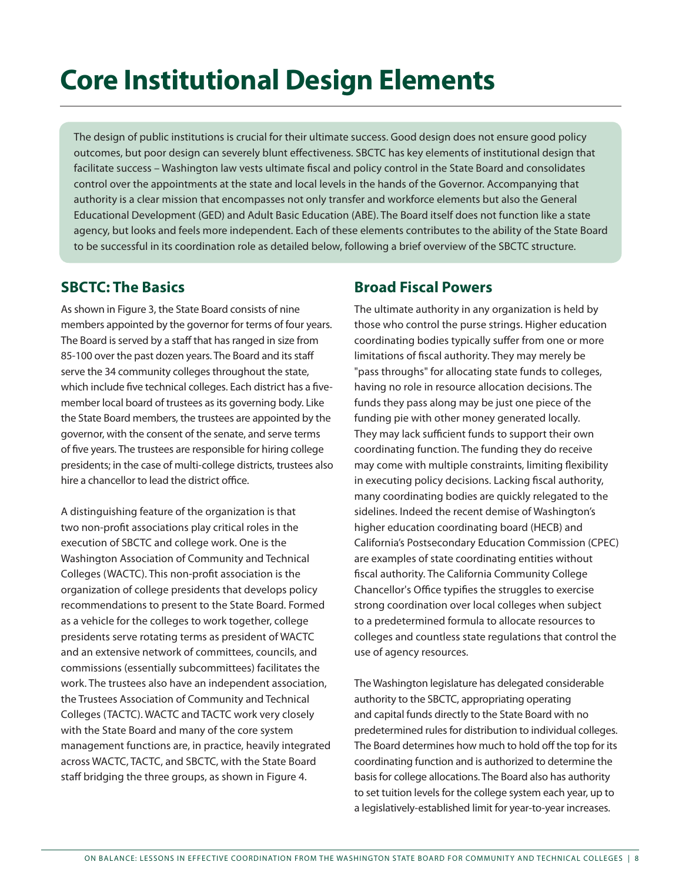# Core Institutional Design Elements

The design of public institutions is crucial for their ultimate success. Good design does not ensure good policy outcomes, but poor design can severely blunt effectiveness. SBCTC has key elements of institutional design that facilitate success – Washington law vests ultimate fiscal and policy control in the State Board and consolidates control over the appointments at the state and local levels in the hands of the Governor. Accompanying that authority is a clear mission that encompasses not only transfer and workforce elements but also the General Educational Development (GED) and Adult Basic Education (ABE). The Board itself does not function like a state agency, but looks and feels more independent. Each of these elements contributes to the ability of the State Board to be successful in its coordination role as detailed below, following a brief overview of the SBCTC structure.

## SBCTC: The Basics

As shown in Figure 3, the State Board consists of nine members appointed by the governor for terms of four years. The Board is served by a staff that has ranged in size from 85-100 over the past dozen years. The Board and its staff serve the 34 community colleges throughout the state, which include five technical colleges. Each district has a five-member local board of trustees as its governing body. Like the State Board members, the trustees are appointed by the governor, with the consent of the senate, and serve terms of five years. The trustees are responsible for hiring college presidents; in the case of multi-college districts, trustees also hire a chancellor to lead the district office.

A distinguishing feature of the organization is that two non-profit associations play critical roles in the execution of SBCTC and college work. One is the Washington Association of Community and Technical Colleges (WACTC). This non-profit association is the organization of college presidents that develops policy recommendations to present to the State Board. Formed as a vehicle for the colleges to work together, college presidents serve rotating terms as president of WACTC and an extensive network of committees, councils, and commissions (essentially subcommittees) facilitates the work. The trustees also have an independent association, the Trustees Association of Community and Technical Colleges (TACTC). WACTC and TACTC work very closely with the State Board and many of the core system management functions are, in practice, heavily integrated across WACTC, TACTC, and SBCTC, with the State Board staff bridging the three groups, as shown in Figure 4.

## Broad Fiscal Powers

The ultimate authority in any organization is held by those who control the purse strings. Higher education coordinating bodies typically suffer from one or more limitations of fiscal authority. They may merely be "pass throughs" for allocating state funds to colleges, having no role in resource allocation decisions. The funds they pass along may be just one piece of the funding pie with other money generated locally. They may lack sufficient funds to support their own coordinating function. The funding they do receive may come with multiple constraints, limiting flexibility in executing policy decisions. Lacking fiscal authority, many coordinating bodies are quickly relegated to the sidelines. Indeed the recent demise of Washington's higher education coordinating board (HECB) and California's Postsecondary Education Commission (CPEC) are examples of state coordinating entities without fiscal authority. The California Community College Chancellor's Office typifies the struggles to exercise strong coordination over local colleges when subject to a predetermined formula to allocate resources to colleges and countless state regulations that control the use of agency resources.

The Washington legislature has delegated considerable authority to the SBCTC, appropriating operating and capital funds directly to the State Board with no predetermined rules for distribution to individual colleges. The Board determines how much to hold off the top for its coordinating function and is authorized to determine the basis for college allocations. The Board also has authority to set tuition levels for the college system each year, up to a legislatively-established limit for year-to-year increases.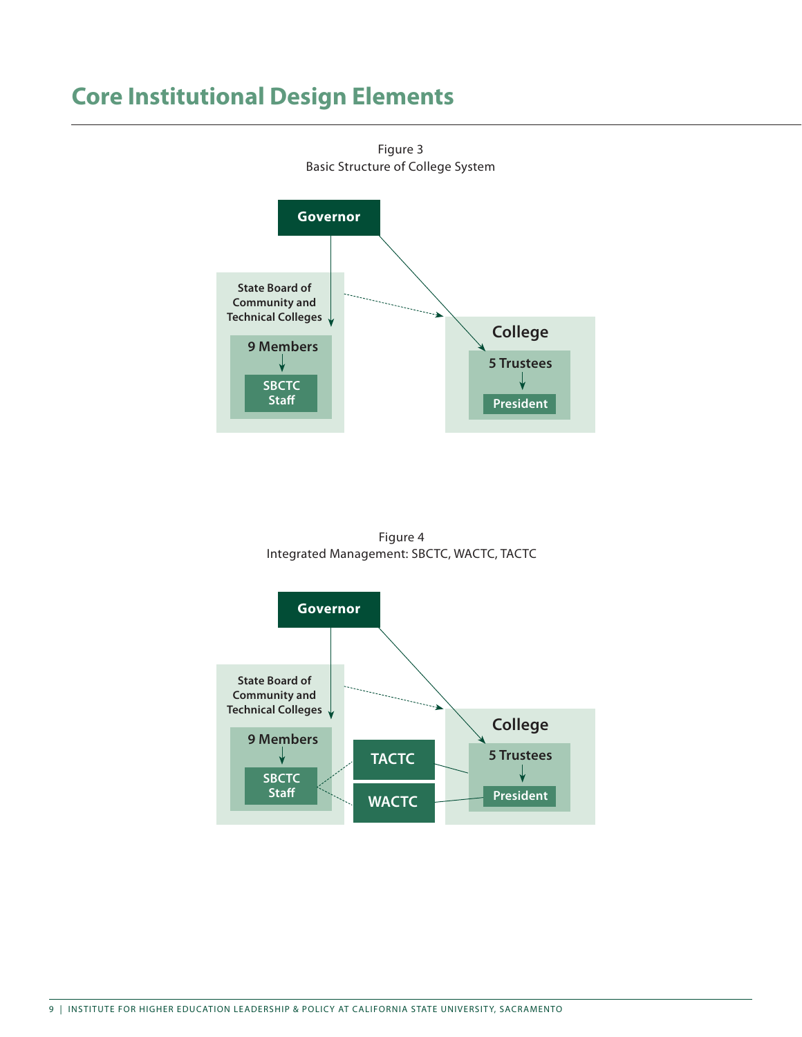# Core Institutional Design Elements

Figure 3
Basic Structure of College System

Governor

State Board of Community and Technical Colleges

9 Members

SBCTC Staff

College

5 Trustees

President

Figure 4
Integrated Management: SBCTC, WACTC, TACTC

Governor

State Board of Community and Technical Colleges

9 Members

SBCTC Staff

TACTC

WACTC

College

5 Trustees

President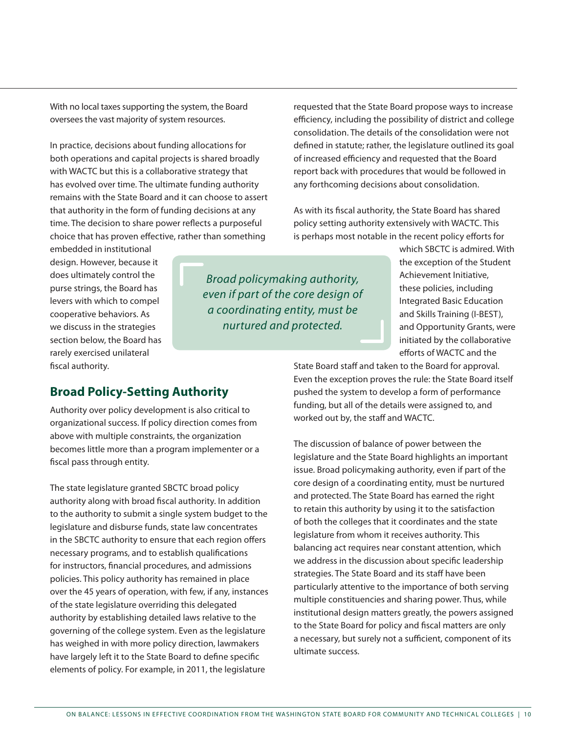With no local taxes supporting the system, the Board oversees the vast majority of system resources.

In practice, decisions about funding allocations for both operations and capital projects is shared broadly with WACTC but this is a collaborative strategy that has evolved over time. The ultimate funding authority remains with the State Board and it can choose to assert that authority in the form of funding decisions at any time. The decision to share power reflects a purposeful choice that has proven effective, rather than something embedded in institutional design. However, because it does ultimately control the purse strings, the Board has levers with which to compel cooperative behaviors. As we discuss in the strategies section below, the Board has rarely exercised unilateral fiscal authority.

## Broad Policy-Setting Authority

Authority over policy development is also critical to organizational success. If policy direction comes from above with multiple constraints, the organization becomes little more than a program implementer or a fiscal pass through entity.

The state legislature granted SBCTC broad policy authority along with broad fiscal authority. In addition to the authority to submit a single system budget to the legislature and disburse funds, state law concentrates in the SBCTC authority to ensure that each region offers necessary programs, and to establish qualifications for instructors, financial procedures, and admissions policies. This policy authority has remained in place over the 45 years of operation, with few, if any, instances of the state legislature overriding this delegated authority by establishing detailed laws relative to the governing of the college system. Even as the legislature has weighed in with more policy direction, lawmakers have largely left it to the State Board to define specific elements of policy. For example, in 2011, the legislature requested that the State Board propose ways to increase efficiency, including the possibility of district and college consolidation. The details of the consolidation were not defined in statute; rather, the legislature outlined its goal of increased efficiency and requested that the Board report back with procedures that would be followed in any forthcoming decisions about consolidation.

As with its fiscal authority, the State Board has shared policy setting authority extensively with WACTC. This is perhaps most notable in the recent policy efforts for which SBCTC is admired. With the exception of the Student Achievement Initiative, these policies, including Integrated Basic Education and Skills Training (I-BEST), and Opportunity Grants, were initiated by the collaborative efforts of WACTC and the State Board staff and taken to the Board for approval. Even the exception proves the rule: the State Board itself pushed the system to develop a form of performance funding, but all of the details were assigned to, and worked out by, the staff and WACTC.

> *Broad policymaking authority, even if part of the core design of a coordinating entity, must be nurtured and protected.*

The discussion of balance of power between the legislature and the State Board highlights an important issue. Broad policymaking authority, even if part of the core design of a coordinating entity, must be nurtured and protected. The State Board has earned the right to retain this authority by using it to the satisfaction of both the colleges that it coordinates and the state legislature from whom it receives authority. This balancing act requires near constant attention, which we address in the discussion about specific leadership strategies. The State Board and its staff have been particularly attentive to the importance of both serving multiple constituencies and sharing power. Thus, while institutional design matters greatly, the powers assigned to the State Board for policy and fiscal matters are only a necessary, but surely not a sufficient, component of its ultimate success.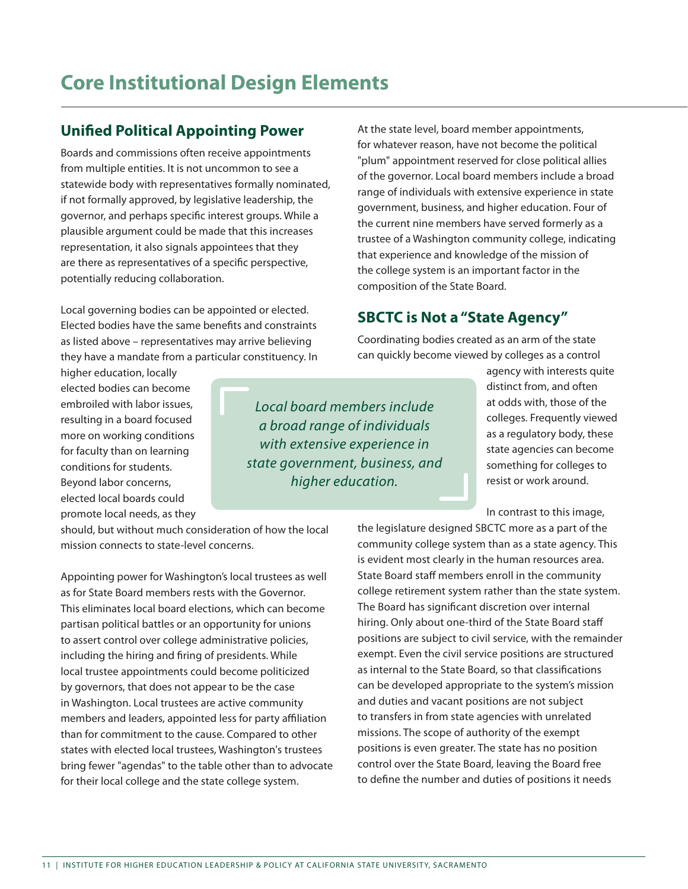# Core Institutional Design Elements

## Unified Political Appointing Power

Boards and commissions often receive appointments from multiple entities. It is not uncommon to see a statewide body with representatives formally nominated, if not formally approved, by legislative leadership, the governor, and perhaps specific interest groups. While a plausible argument could be made that this increases representation, it also signals appointees that they are there as representatives of a specific perspective, potentially reducing collaboration.

Local governing bodies can be appointed or elected. Elected bodies have the same benefits and constraints as listed above – representatives may arrive believing they have a mandate from a particular constituency. In higher education, locally elected bodies can become embroiled with labor issues, resulting in a board focused more on working conditions for faculty than on learning conditions for students. Beyond labor concerns, elected local boards could promote local needs, as they should, but without much consideration of how the local mission connects to state-level concerns.

Appointing power for Washington's local trustees as well as for State Board members rests with the Governor. This eliminates local board elections, which can become partisan political battles or an opportunity for unions to assert control over college administrative policies, including the hiring and firing of presidents. While local trustee appointments could become politicized by governors, that does not appear to be the case in Washington. Local trustees are active community members and leaders, appointed less for party affiliation than for commitment to the cause. Compared to other states with elected local trustees, Washington's trustees bring fewer "agendas" to the table other than to advocate for their local college and the state college system.

At the state level, board member appointments, for whatever reason, have not become the political "plum" appointment reserved for close political allies of the governor. Local board members include a broad range of individuals with extensive experience in state government, business, and higher education. Four of the current nine members have served formerly as a trustee of a Washington community college, indicating that experience and knowledge of the mission of the college system is an important factor in the composition of the State Board.

> *Local board members include a broad range of individuals with extensive experience in state government, business, and higher education.*

## SBCTC is Not a "State Agency"

Coordinating bodies created as an arm of the state can quickly become viewed by colleges as a control agency with interests quite distinct from, and often at odds with, those of the colleges. Frequently viewed as a regulatory body, these state agencies can become something for colleges to resist or work around.

In contrast to this image, the legislature designed SBCTC more as a part of the community college system than as a state agency. This is evident most clearly in the human resources area. State Board staff members enroll in the community college retirement system rather than the state system. The Board has significant discretion over internal hiring. Only about one-third of the State Board staff positions are subject to civil service, with the remainder exempt. Even the civil service positions are structured as internal to the State Board, so that classifications can be developed appropriate to the system's mission and duties and vacant positions are not subject to transfers in from state agencies with unrelated missions. The scope of authority of the exempt positions is even greater. The state has no position control over the State Board, leaving the Board free to define the number and duties of positions it needs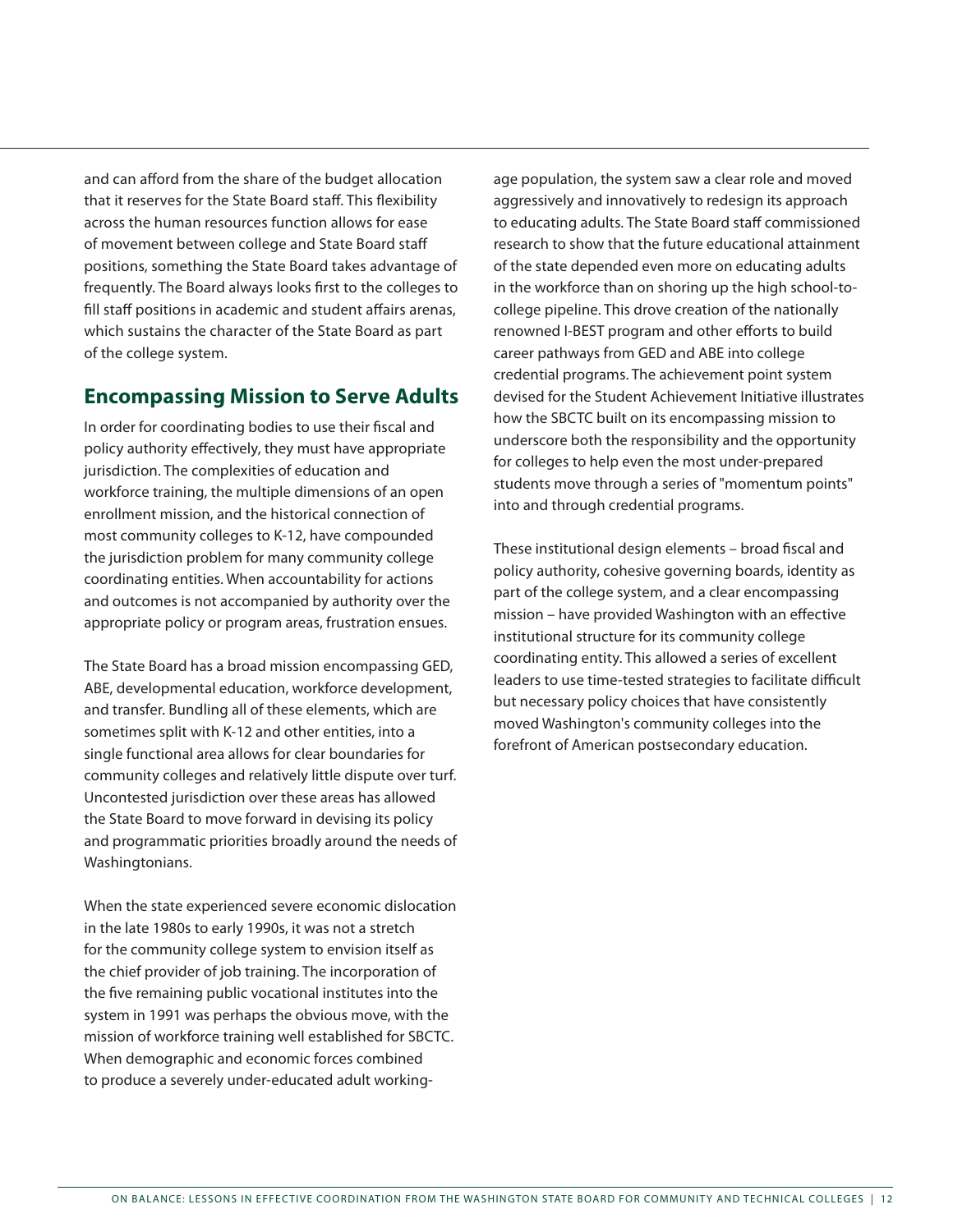and can afford from the share of the budget allocation that it reserves for the State Board staff. This flexibility across the human resources function allows for ease of movement between college and State Board staff positions, something the State Board takes advantage of frequently. The Board always looks first to the colleges to fill staff positions in academic and student affairs arenas, which sustains the character of the State Board as part of the college system.

## Encompassing Mission to Serve Adults

In order for coordinating bodies to use their fiscal and policy authority effectively, they must have appropriate jurisdiction. The complexities of education and workforce training, the multiple dimensions of an open enrollment mission, and the historical connection of most community colleges to K-12, have compounded the jurisdiction problem for many community college coordinating entities. When accountability for actions and outcomes is not accompanied by authority over the appropriate policy or program areas, frustration ensues.

The State Board has a broad mission encompassing GED, ABE, developmental education, workforce development, and transfer. Bundling all of these elements, which are sometimes split with K-12 and other entities, into a single functional area allows for clear boundaries for community colleges and relatively little dispute over turf. Uncontested jurisdiction over these areas has allowed the State Board to move forward in devising its policy and programmatic priorities broadly around the needs of Washingtonians.

When the state experienced severe economic dislocation in the late 1980s to early 1990s, it was not a stretch for the community college system to envision itself as the chief provider of job training. The incorporation of the five remaining public vocational institutes into the system in 1991 was perhaps the obvious move, with the mission of workforce training well established for SBCTC. When demographic and economic forces combined to produce a severely under-educated adult working-age population, the system saw a clear role and moved aggressively and innovatively to redesign its approach to educating adults. The State Board staff commissioned research to show that the future educational attainment of the state depended even more on educating adults in the workforce than on shoring up the high school-to-college pipeline. This drove creation of the nationally renowned I-BEST program and other efforts to build career pathways from GED and ABE into college credential programs. The achievement point system devised for the Student Achievement Initiative illustrates how the SBCTC built on its encompassing mission to underscore both the responsibility and the opportunity for colleges to help even the most under-prepared students move through a series of "momentum points" into and through credential programs.

These institutional design elements – broad fiscal and policy authority, cohesive governing boards, identity as part of the college system, and a clear encompassing mission – have provided Washington with an effective institutional structure for its community college coordinating entity. This allowed a series of excellent leaders to use time-tested strategies to facilitate difficult but necessary policy choices that have consistently moved Washington's community colleges into the forefront of American postsecondary education.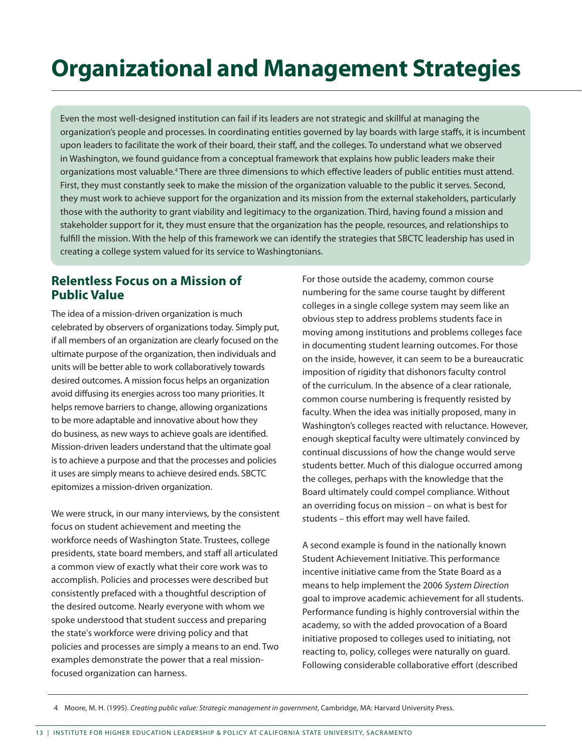# Organizational and Management Strategies

Even the most well-designed institution can fail if its leaders are not strategic and skillful at managing the organization's people and processes. In coordinating entities governed by lay boards with large staffs, it is incumbent upon leaders to facilitate the work of their board, their staff, and the colleges. To understand what we observed in Washington, we found guidance from a conceptual framework that explains how public leaders make their organizations most valuable.[4] There are three dimensions to which effective leaders of public entities must attend. First, they must constantly seek to make the mission of the organization valuable to the public it serves. Second, they must work to achieve support for the organization and its mission from the external stakeholders, particularly those with the authority to grant viability and legitimacy to the organization. Third, having found a mission and stakeholder support for it, they must ensure that the organization has the people, resources, and relationships to fulfill the mission. With the help of this framework we can identify the strategies that SBCTC leadership has used in creating a college system valued for its service to Washingtonians.

## Relentless Focus on a Mission of Public Value

The idea of a mission-driven organization is much celebrated by observers of organizations today. Simply put, if all members of an organization are clearly focused on the ultimate purpose of the organization, then individuals and units will be better able to work collaboratively towards desired outcomes. A mission focus helps an organization avoid diffusing its energies across too many priorities. It helps remove barriers to change, allowing organizations to be more adaptable and innovative about how they do business, as new ways to achieve goals are identified. Mission-driven leaders understand that the ultimate goal is to achieve a purpose and that the processes and policies it uses are simply means to achieve desired ends. SBCTC epitomizes a mission-driven organization.

We were struck, in our many interviews, by the consistent focus on student achievement and meeting the workforce needs of Washington State. Trustees, college presidents, state board members, and staff all articulated a common view of exactly what their core work was to accomplish. Policies and processes were described but consistently prefaced with a thoughtful description of the desired outcome. Nearly everyone with whom we spoke understood that student success and preparing the state's workforce were driving policy and that policies and processes are simply a means to an end. Two examples demonstrate the power that a real mission-focused organization can harness.

For those outside the academy, common course numbering for the same course taught by different colleges in a single college system may seem like an obvious step to address problems students face in moving among institutions and problems colleges face in documenting student learning outcomes. For those on the inside, however, it can seem to be a bureaucratic imposition of rigidity that dishonors faculty control of the curriculum. In the absence of a clear rationale, common course numbering is frequently resisted by faculty. When the idea was initially proposed, many in Washington's colleges reacted with reluctance. However, enough skeptical faculty were ultimately convinced by continual discussions of how the change would serve students better. Much of this dialogue occurred among the colleges, perhaps with the knowledge that the Board ultimately could compel compliance. Without an overriding focus on mission – on what is best for students – this effort may well have failed.

A second example is found in the nationally known Student Achievement Initiative. This performance incentive initiative came from the State Board as a means to help implement the 2006 *System Direction* goal to improve academic achievement for all students. Performance funding is highly controversial within the academy, so with the added provocation of a Board initiative proposed to colleges used to initiating, not reacting to, policy, colleges were naturally on guard. Following considerable collaborative effort (described

---

4 Moore, M. H. (1995). *Creating public value: Strategic management in government*, Cambridge, MA: Harvard University Press.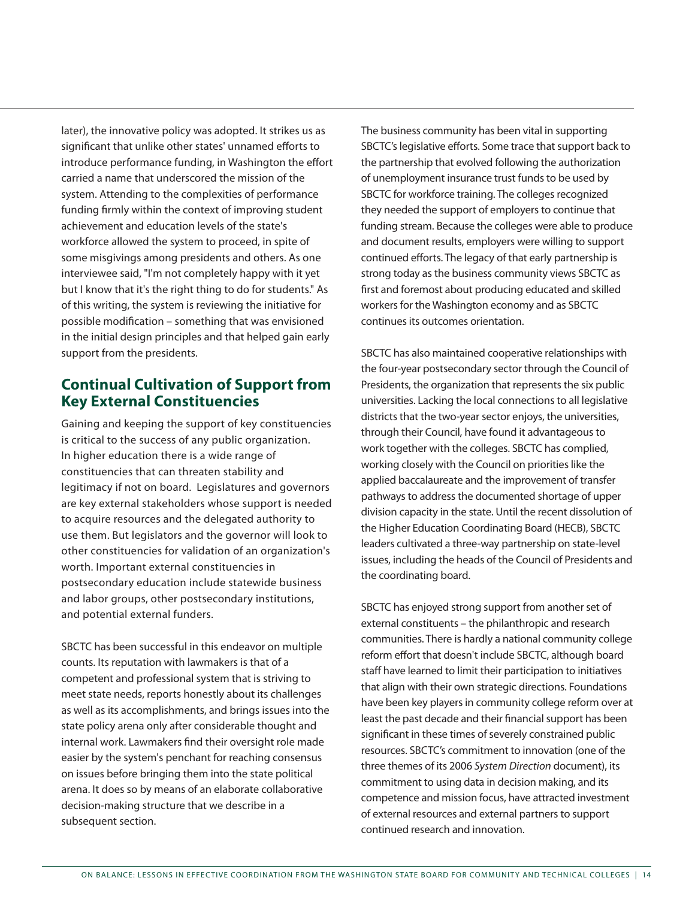later), the innovative policy was adopted. It strikes us as significant that unlike other states' unnamed efforts to introduce performance funding, in Washington the effort carried a name that underscored the mission of the system. Attending to the complexities of performance funding firmly within the context of improving student achievement and education levels of the state's workforce allowed the system to proceed, in spite of some misgivings among presidents and others. As one interviewee said, "I'm not completely happy with it yet but I know that it's the right thing to do for students." As of this writing, the system is reviewing the initiative for possible modification – something that was envisioned in the initial design principles and that helped gain early support from the presidents.

## Continual Cultivation of Support from Key External Constituencies

Gaining and keeping the support of key constituencies is critical to the success of any public organization. In higher education there is a wide range of constituencies that can threaten stability and legitimacy if not on board. Legislatures and governors are key external stakeholders whose support is needed to acquire resources and the delegated authority to use them. But legislators and the governor will look to other constituencies for validation of an organization's worth. Important external constituencies in postsecondary education include statewide business and labor groups, other postsecondary institutions, and potential external funders.

SBCTC has been successful in this endeavor on multiple counts. Its reputation with lawmakers is that of a competent and professional system that is striving to meet state needs, reports honestly about its challenges as well as its accomplishments, and brings issues into the state policy arena only after considerable thought and internal work. Lawmakers find their oversight role made easier by the system's penchant for reaching consensus on issues before bringing them into the state political arena. It does so by means of an elaborate collaborative decision-making structure that we describe in a subsequent section.

The business community has been vital in supporting SBCTC's legislative efforts. Some trace that support back to the partnership that evolved following the authorization of unemployment insurance trust funds to be used by SBCTC for workforce training. The colleges recognized they needed the support of employers to continue that funding stream. Because the colleges were able to produce and document results, employers were willing to support continued efforts. The legacy of that early partnership is strong today as the business community views SBCTC as first and foremost about producing educated and skilled workers for the Washington economy and as SBCTC continues its outcomes orientation.

SBCTC has also maintained cooperative relationships with the four-year postsecondary sector through the Council of Presidents, the organization that represents the six public universities. Lacking the local connections to all legislative districts that the two-year sector enjoys, the universities, through their Council, have found it advantageous to work together with the colleges. SBCTC has complied, working closely with the Council on priorities like the applied baccalaureate and the improvement of transfer pathways to address the documented shortage of upper division capacity in the state. Until the recent dissolution of the Higher Education Coordinating Board (HECB), SBCTC leaders cultivated a three-way partnership on state-level issues, including the heads of the Council of Presidents and the coordinating board.

SBCTC has enjoyed strong support from another set of external constituents – the philanthropic and research communities. There is hardly a national community college reform effort that doesn't include SBCTC, although board staff have learned to limit their participation to initiatives that align with their own strategic directions. Foundations have been key players in community college reform over at least the past decade and their financial support has been significant in these times of severely constrained public resources. SBCTC's commitment to innovation (one of the three themes of its 2006 *System Direction* document), its commitment to using data in decision making, and its competence and mission focus, have attracted investment of external resources and external partners to support continued research and innovation.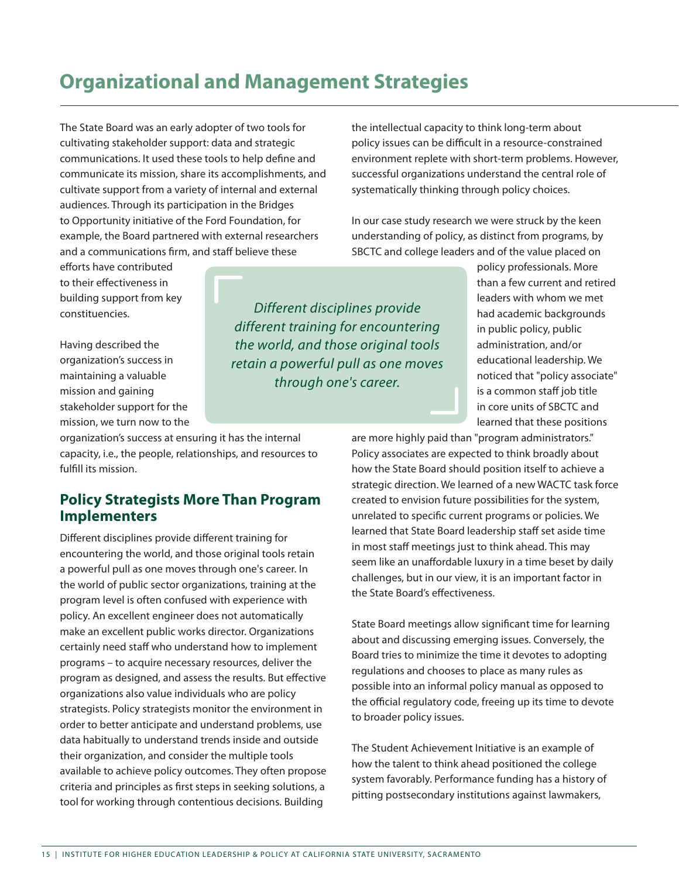# Organizational and Management Strategies

The State Board was an early adopter of two tools for cultivating stakeholder support: data and strategic communications. It used these tools to help define and communicate its mission, share its accomplishments, and cultivate support from a variety of internal and external audiences. Through its participation in the Bridges to Opportunity initiative of the Ford Foundation, for example, the Board partnered with external researchers and a communications firm, and staff believe these efforts have contributed to their effectiveness in building support from key constituencies.

Having described the organization's success in maintaining a valuable mission and gaining stakeholder support for the mission, we turn now to the organization's success at ensuring it has the internal capacity, i.e., the people, relationships, and resources to fulfill its mission.

*Different disciplines provide different training for encountering the world, and those original tools retain a powerful pull as one moves through one's career.*

## Policy Strategists More Than Program Implementers

Different disciplines provide different training for encountering the world, and those original tools retain a powerful pull as one moves through one's career. In the world of public sector organizations, training at the program level is often confused with experience with policy. An excellent engineer does not automatically make an excellent public works director. Organizations certainly need staff who understand how to implement programs – to acquire necessary resources, deliver the program as designed, and assess the results. But effective organizations also value individuals who are policy strategists. Policy strategists monitor the environment in order to better anticipate and understand problems, use data habitually to understand trends inside and outside their organization, and consider the multiple tools available to achieve policy outcomes. They often propose criteria and principles as first steps in seeking solutions, a tool for working through contentious decisions. Building the intellectual capacity to think long-term about policy issues can be difficult in a resource-constrained environment replete with short-term problems. However, successful organizations understand the central role of systematically thinking through policy choices.

In our case study research we were struck by the keen understanding of policy, as distinct from programs, by SBCTC and college leaders and of the value placed on policy professionals. More than a few current and retired leaders with whom we met had academic backgrounds in public policy, public administration, and/or educational leadership. We noticed that "policy associate" is a common staff job title in core units of SBCTC and learned that these positions are more highly paid than "program administrators." Policy associates are expected to think broadly about how the State Board should position itself to achieve a strategic direction. We learned of a new WACTC task force created to envision future possibilities for the system, unrelated to specific current programs or policies. We learned that State Board leadership staff set aside time in most staff meetings just to think ahead. This may seem like an unaffordable luxury in a time beset by daily challenges, but in our view, it is an important factor in the State Board's effectiveness.

State Board meetings allow significant time for learning about and discussing emerging issues. Conversely, the Board tries to minimize the time it devotes to adopting regulations and chooses to place as many rules as possible into an informal policy manual as opposed to the official regulatory code, freeing up its time to devote to broader policy issues.

The Student Achievement Initiative is an example of how the talent to think ahead positioned the college system favorably. Performance funding has a history of pitting postsecondary institutions against lawmakers,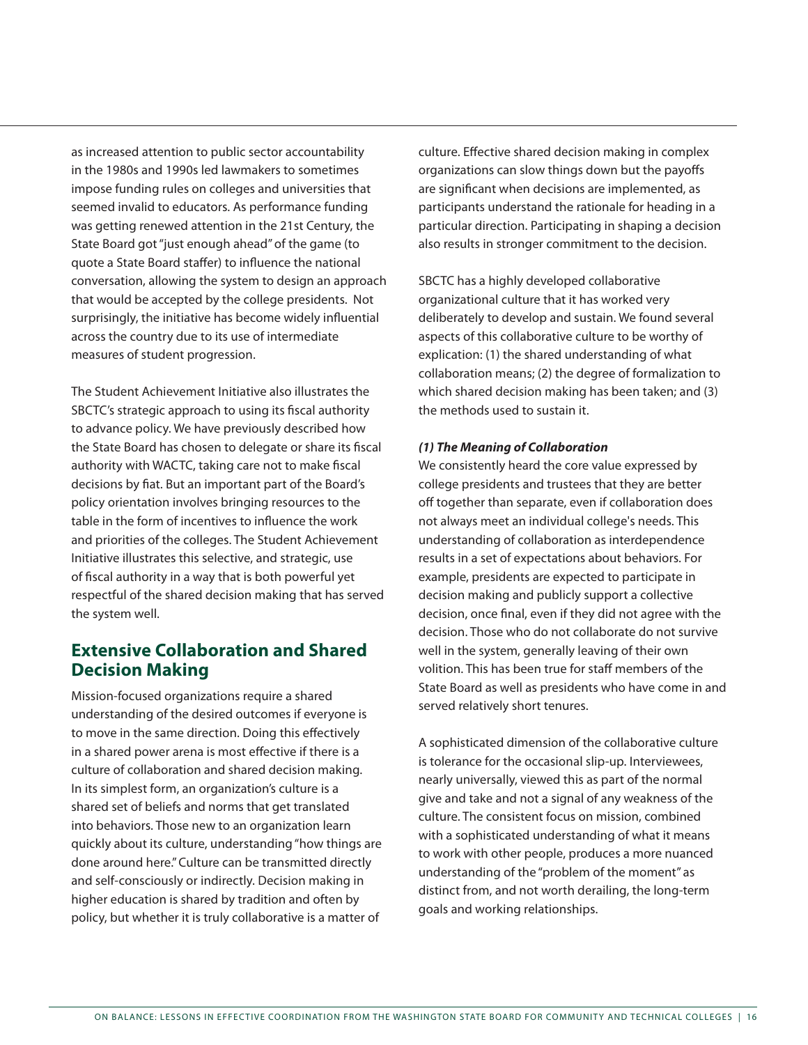as increased attention to public sector accountability in the 1980s and 1990s led lawmakers to sometimes impose funding rules on colleges and universities that seemed invalid to educators. As performance funding was getting renewed attention in the 21st Century, the State Board got "just enough ahead" of the game (to quote a State Board staffer) to influence the national conversation, allowing the system to design an approach that would be accepted by the college presidents. Not surprisingly, the initiative has become widely influential across the country due to its use of intermediate measures of student progression.

The Student Achievement Initiative also illustrates the SBCTC's strategic approach to using its fiscal authority to advance policy. We have previously described how the State Board has chosen to delegate or share its fiscal authority with WACTC, taking care not to make fiscal decisions by fiat. But an important part of the Board's policy orientation involves bringing resources to the table in the form of incentives to influence the work and priorities of the colleges. The Student Achievement Initiative illustrates this selective, and strategic, use of fiscal authority in a way that is both powerful yet respectful of the shared decision making that has served the system well.

## Extensive Collaboration and Shared Decision Making

Mission-focused organizations require a shared understanding of the desired outcomes if everyone is to move in the same direction. Doing this effectively in a shared power arena is most effective if there is a culture of collaboration and shared decision making. In its simplest form, an organization's culture is a shared set of beliefs and norms that get translated into behaviors. Those new to an organization learn quickly about its culture, understanding "how things are done around here." Culture can be transmitted directly and self-consciously or indirectly. Decision making in higher education is shared by tradition and often by policy, but whether it is truly collaborative is a matter of culture. Effective shared decision making in complex organizations can slow things down but the payoffs are significant when decisions are implemented, as participants understand the rationale for heading in a particular direction. Participating in shaping a decision also results in stronger commitment to the decision.

SBCTC has a highly developed collaborative organizational culture that it has worked very deliberately to develop and sustain. We found several aspects of this collaborative culture to be worthy of explication: (1) the shared understanding of what collaboration means; (2) the degree of formalization to which shared decision making has been taken; and (3) the methods used to sustain it.

***(1) The Meaning of Collaboration***

We consistently heard the core value expressed by college presidents and trustees that they are better off together than separate, even if collaboration does not always meet an individual college's needs. This understanding of collaboration as interdependence results in a set of expectations about behaviors. For example, presidents are expected to participate in decision making and publicly support a collective decision, once final, even if they did not agree with the decision. Those who do not collaborate do not survive well in the system, generally leaving of their own volition. This has been true for staff members of the State Board as well as presidents who have come in and served relatively short tenures.

A sophisticated dimension of the collaborative culture is tolerance for the occasional slip-up. Interviewees, nearly universally, viewed this as part of the normal give and take and not a signal of any weakness of the culture. The consistent focus on mission, combined with a sophisticated understanding of what it means to work with other people, produces a more nuanced understanding of the "problem of the moment" as distinct from, and not worth derailing, the long-term goals and working relationships.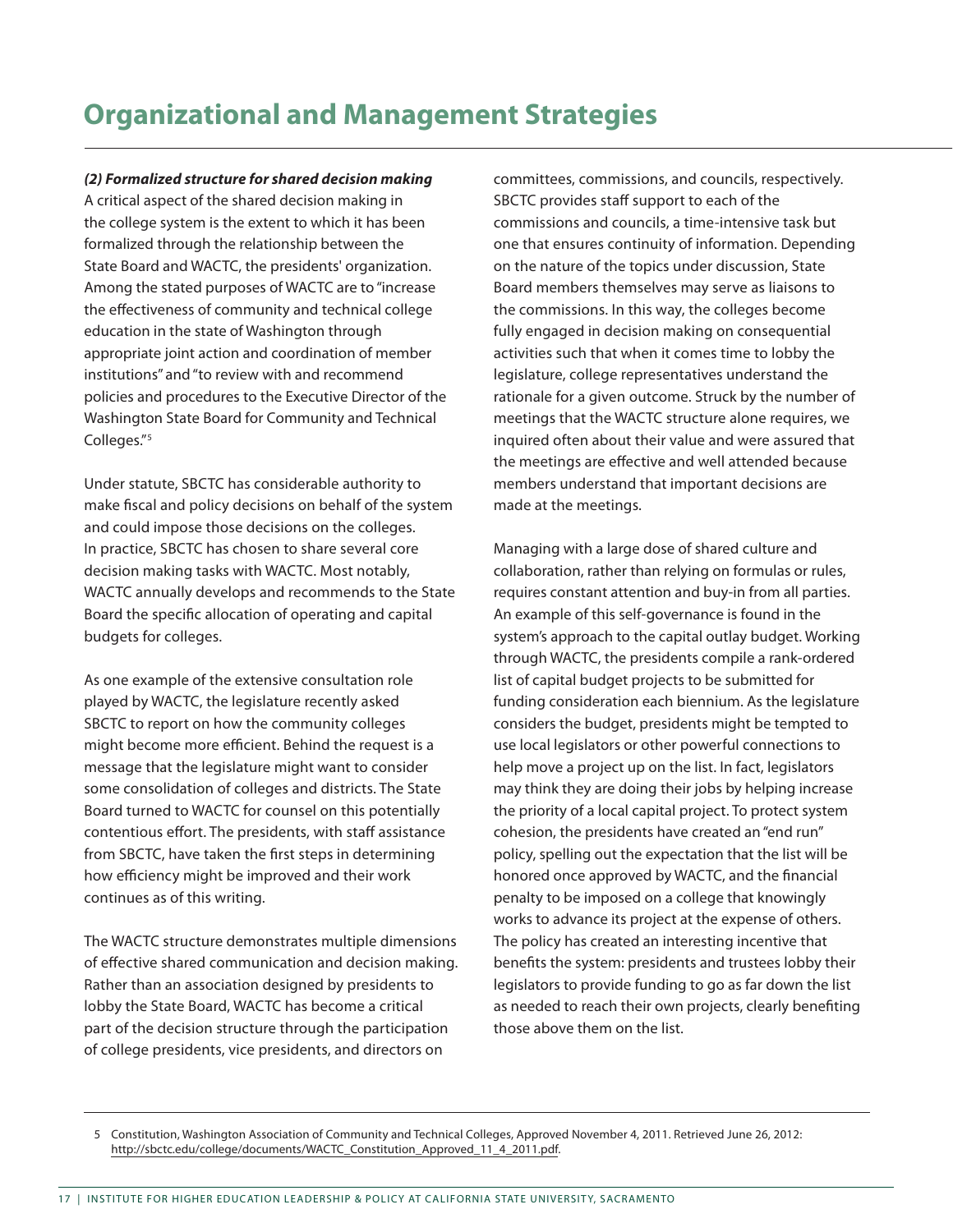# Organizational and Management Strategies

***(2) Formalized structure for shared decision making***

A critical aspect of the shared decision making in the college system is the extent to which it has been formalized through the relationship between the State Board and WACTC, the presidents' organization. Among the stated purposes of WACTC are to "increase the effectiveness of community and technical college education in the state of Washington through appropriate joint action and coordination of member institutions" and "to review with and recommend policies and procedures to the Executive Director of the Washington State Board for Community and Technical Colleges."[5]

Under statute, SBCTC has considerable authority to make fiscal and policy decisions on behalf of the system and could impose those decisions on the colleges. In practice, SBCTC has chosen to share several core decision making tasks with WACTC. Most notably, WACTC annually develops and recommends to the State Board the specific allocation of operating and capital budgets for colleges.

As one example of the extensive consultation role played by WACTC, the legislature recently asked SBCTC to report on how the community colleges might become more efficient. Behind the request is a message that the legislature might want to consider some consolidation of colleges and districts. The State Board turned to WACTC for counsel on this potentially contentious effort. The presidents, with staff assistance from SBCTC, have taken the first steps in determining how efficiency might be improved and their work continues as of this writing.

The WACTC structure demonstrates multiple dimensions of effective shared communication and decision making. Rather than an association designed by presidents to lobby the State Board, WACTC has become a critical part of the decision structure through the participation of college presidents, vice presidents, and directors on committees, commissions, and councils, respectively. SBCTC provides staff support to each of the commissions and councils, a time-intensive task but one that ensures continuity of information. Depending on the nature of the topics under discussion, State Board members themselves may serve as liaisons to the commissions. In this way, the colleges become fully engaged in decision making on consequential activities such that when it comes time to lobby the legislature, college representatives understand the rationale for a given outcome. Struck by the number of meetings that the WACTC structure alone requires, we inquired often about their value and were assured that the meetings are effective and well attended because members understand that important decisions are made at the meetings.

Managing with a large dose of shared culture and collaboration, rather than relying on formulas or rules, requires constant attention and buy-in from all parties. An example of this self-governance is found in the system's approach to the capital outlay budget. Working through WACTC, the presidents compile a rank-ordered list of capital budget projects to be submitted for funding consideration each biennium. As the legislature considers the budget, presidents might be tempted to use local legislators or other powerful connections to help move a project up on the list. In fact, legislators may think they are doing their jobs by helping increase the priority of a local capital project. To protect system cohesion, the presidents have created an "end run" policy, spelling out the expectation that the list will be honored once approved by WACTC, and the financial penalty to be imposed on a college that knowingly works to advance its project at the expense of others. The policy has created an interesting incentive that benefits the system: presidents and trustees lobby their legislators to provide funding to go as far down the list as needed to reach their own projects, clearly benefiting those above them on the list.

---

5 Constitution, Washington Association of Community and Technical Colleges, Approved November 4, 2011. Retrieved June 26, 2012: http://sbctc.edu/college/documents/WACTC_Constitution_Approved_11_4_2011.pdf.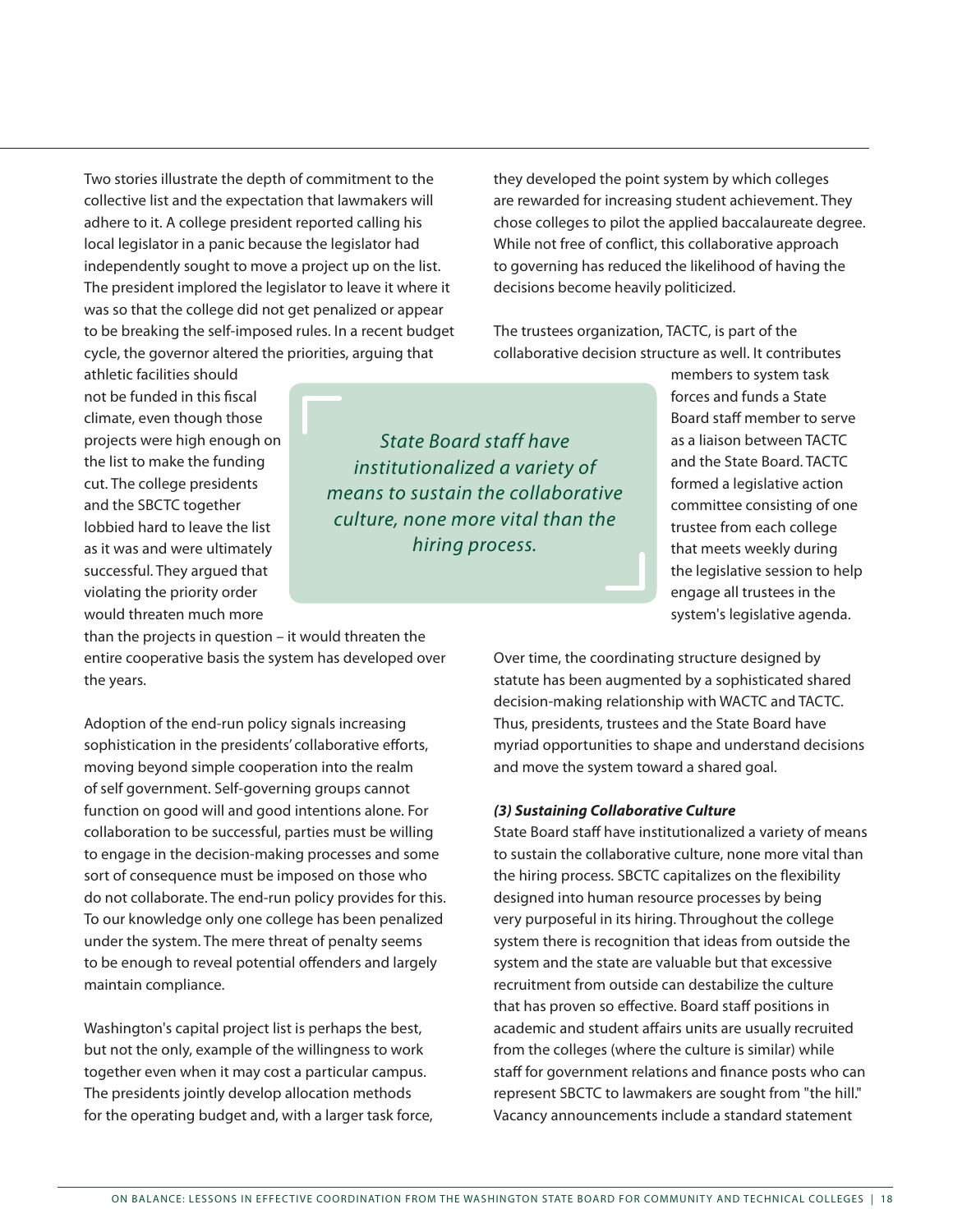Two stories illustrate the depth of commitment to the collective list and the expectation that lawmakers will adhere to it. A college president reported calling his local legislator in a panic because the legislator had independently sought to move a project up on the list. The president implored the legislator to leave it where it was so that the college did not get penalized or appear to be breaking the self-imposed rules. In a recent budget cycle, the governor altered the priorities, arguing that athletic facilities should not be funded in this fiscal climate, even though those projects were high enough on the list to make the funding cut. The college presidents and the SBCTC together lobbied hard to leave the list as it was and were ultimately successful. They argued that violating the priority order would threaten much more than the projects in question – it would threaten the entire cooperative basis the system has developed over the years.

*State Board staff have institutionalized a variety of means to sustain the collaborative culture, none more vital than the hiring process.*

Adoption of the end-run policy signals increasing sophistication in the presidents' collaborative efforts, moving beyond simple cooperation into the realm of self government. Self-governing groups cannot function on good will and good intentions alone. For collaboration to be successful, parties must be willing to engage in the decision-making processes and some sort of consequence must be imposed on those who do not collaborate. The end-run policy provides for this. To our knowledge only one college has been penalized under the system. The mere threat of penalty seems to be enough to reveal potential offenders and largely maintain compliance.

Washington's capital project list is perhaps the best, but not the only, example of the willingness to work together even when it may cost a particular campus. The presidents jointly develop allocation methods for the operating budget and, with a larger task force, they developed the point system by which colleges are rewarded for increasing student achievement. They chose colleges to pilot the applied baccalaureate degree. While not free of conflict, this collaborative approach to governing has reduced the likelihood of having the decisions become heavily politicized.

The trustees organization, TACTC, is part of the collaborative decision structure as well. It contributes members to system task forces and funds a State Board staff member to serve as a liaison between TACTC and the State Board. TACTC formed a legislative action committee consisting of one trustee from each college that meets weekly during the legislative session to help engage all trustees in the system's legislative agenda.

Over time, the coordinating structure designed by statute has been augmented by a sophisticated shared decision-making relationship with WACTC and TACTC. Thus, presidents, trustees and the State Board have myriad opportunities to shape and understand decisions and move the system toward a shared goal.

#### *(3) Sustaining Collaborative Culture*

State Board staff have institutionalized a variety of means to sustain the collaborative culture, none more vital than the hiring process. SBCTC capitalizes on the flexibility designed into human resource processes by being very purposeful in its hiring. Throughout the college system there is recognition that ideas from outside the system and the state are valuable but that excessive recruitment from outside can destabilize the culture that has proven so effective. Board staff positions in academic and student affairs units are usually recruited from the colleges (where the culture is similar) while staff for government relations and finance posts who can represent SBCTC to lawmakers are sought from "the hill." Vacancy announcements include a standard statement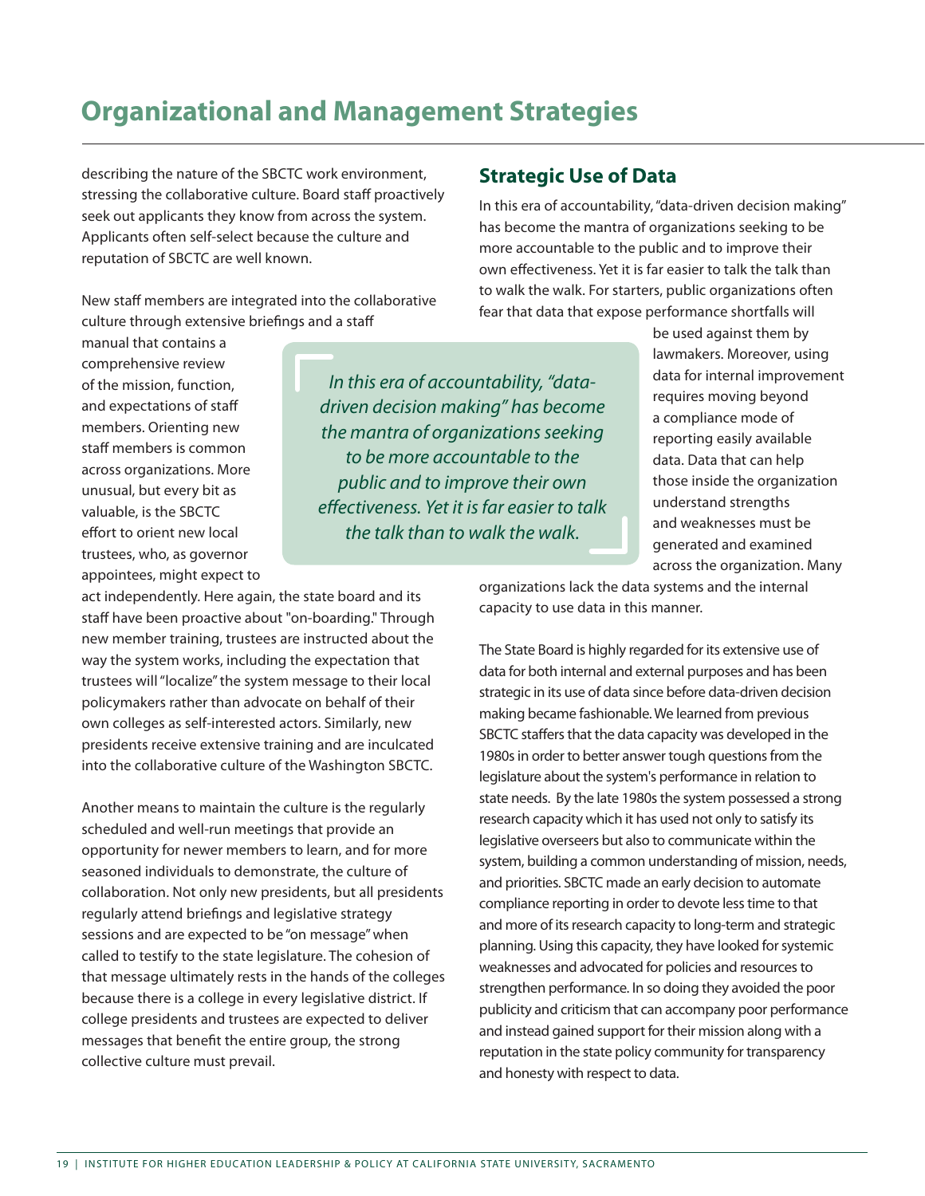## Organizational and Management Strategies

describing the nature of the SBCTC work environment, stressing the collaborative culture. Board staff proactively seek out applicants they know from across the system. Applicants often self-select because the culture and reputation of SBCTC are well known.

New staff members are integrated into the collaborative culture through extensive briefings and a staff manual that contains a comprehensive review of the mission, function, and expectations of staff members. Orienting new staff members is common across organizations. More unusual, but every bit as valuable, is the SBCTC effort to orient new local trustees, who, as governor appointees, might expect to act independently. Here again, the state board and its staff have been proactive about "on-boarding." Through new member training, trustees are instructed about the way the system works, including the expectation that trustees will "localize" the system message to their local policymakers rather than advocate on behalf of their own colleges as self-interested actors. Similarly, new presidents receive extensive training and are inculcated into the collaborative culture of the Washington SBCTC.

Another means to maintain the culture is the regularly scheduled and well-run meetings that provide an opportunity for newer members to learn, and for more seasoned individuals to demonstrate, the culture of collaboration. Not only new presidents, but all presidents regularly attend briefings and legislative strategy sessions and are expected to be "on message" when called to testify to the state legislature. The cohesion of that message ultimately rests in the hands of the colleges because there is a college in every legislative district. If college presidents and trustees are expected to deliver messages that benefit the entire group, the strong collective culture must prevail.

### Strategic Use of Data

In this era of accountability, "data-driven decision making" has become the mantra of organizations seeking to be more accountable to the public and to improve their own effectiveness. Yet it is far easier to talk the talk than to walk the walk. For starters, public organizations often fear that data that expose performance shortfalls will be used against them by lawmakers. Moreover, using data for internal improvement requires moving beyond a compliance mode of reporting easily available data. Data that can help those inside the organization understand strengths and weaknesses must be generated and examined across the organization. Many organizations lack the data systems and the internal capacity to use data in this manner.

> *In this era of accountability, "data-driven decision making" has become the mantra of organizations seeking to be more accountable to the public and to improve their own effectiveness. Yet it is far easier to talk the talk than to walk the walk.*

The State Board is highly regarded for its extensive use of data for both internal and external purposes and has been strategic in its use of data since before data-driven decision making became fashionable. We learned from previous SBCTC staffers that the data capacity was developed in the 1980s in order to better answer tough questions from the legislature about the system's performance in relation to state needs. By the late 1980s the system possessed a strong research capacity which it has used not only to satisfy its legislative overseers but also to communicate within the system, building a common understanding of mission, needs, and priorities. SBCTC made an early decision to automate compliance reporting in order to devote less time to that and more of its research capacity to long-term and strategic planning. Using this capacity, they have looked for systemic weaknesses and advocated for policies and resources to strengthen performance. In so doing they avoided the poor publicity and criticism that can accompany poor performance and instead gained support for their mission along with a reputation in the state policy community for transparency and honesty with respect to data.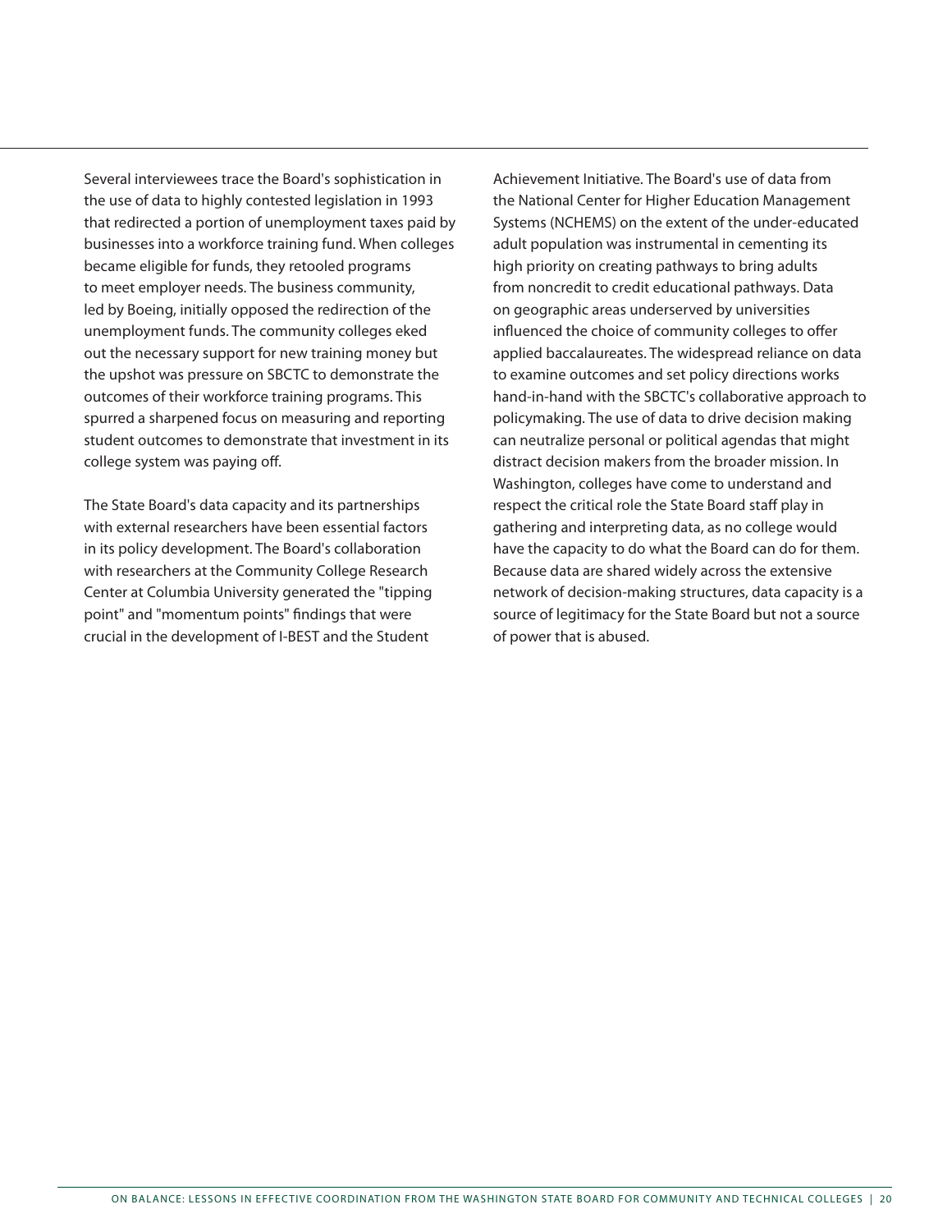Several interviewees trace the Board's sophistication in the use of data to highly contested legislation in 1993 that redirected a portion of unemployment taxes paid by businesses into a workforce training fund. When colleges became eligible for funds, they retooled programs to meet employer needs. The business community, led by Boeing, initially opposed the redirection of the unemployment funds. The community colleges eked out the necessary support for new training money but the upshot was pressure on SBCTC to demonstrate the outcomes of their workforce training programs. This spurred a sharpened focus on measuring and reporting student outcomes to demonstrate that investment in its college system was paying off.

The State Board's data capacity and its partnerships with external researchers have been essential factors in its policy development. The Board's collaboration with researchers at the Community College Research Center at Columbia University generated the "tipping point" and "momentum points" findings that were crucial in the development of I-BEST and the Student Achievement Initiative. The Board's use of data from the National Center for Higher Education Management Systems (NCHEMS) on the extent of the under-educated adult population was instrumental in cementing its high priority on creating pathways to bring adults from noncredit to credit educational pathways. Data on geographic areas underserved by universities influenced the choice of community colleges to offer applied baccalaureates. The widespread reliance on data to examine outcomes and set policy directions works hand-in-hand with the SBCTC's collaborative approach to policymaking. The use of data to drive decision making can neutralize personal or political agendas that might distract decision makers from the broader mission. In Washington, colleges have come to understand and respect the critical role the State Board staff play in gathering and interpreting data, as no college would have the capacity to do what the Board can do for them. Because data are shared widely across the extensive network of decision-making structures, data capacity is a source of legitimacy for the State Board but not a source of power that is abused.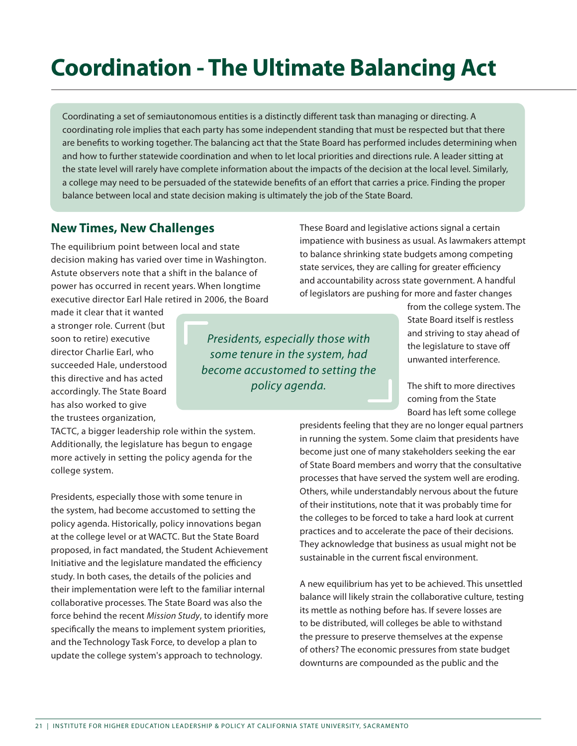# Coordination - The Ultimate Balancing Act

Coordinating a set of semiautonomous entities is a distinctly different task than managing or directing. A coordinating role implies that each party has some independent standing that must be respected but that there are benefits to working together. The balancing act that the State Board has performed includes determining when and how to further statewide coordination and when to let local priorities and directions rule. A leader sitting at the state level will rarely have complete information about the impacts of the decision at the local level. Similarly, a college may need to be persuaded of the statewide benefits of an effort that carries a price. Finding the proper balance between local and state decision making is ultimately the job of the State Board.

## New Times, New Challenges

The equilibrium point between local and state decision making has varied over time in Washington. Astute observers note that a shift in the balance of power has occurred in recent years. When longtime executive director Earl Hale retired in 2006, the Board made it clear that it wanted a stronger role. Current (but soon to retire) executive director Charlie Earl, who succeeded Hale, understood this directive and has acted accordingly. The State Board has also worked to give the trustees organization, TACTC, a bigger leadership role within the system. Additionally, the legislature has begun to engage more actively in setting the policy agenda for the college system.

> *Presidents, especially those with some tenure in the system, had become accustomed to setting the policy agenda.*

Presidents, especially those with some tenure in the system, had become accustomed to setting the policy agenda. Historically, policy innovations began at the college level or at WACTC. But the State Board proposed, in fact mandated, the Student Achievement Initiative and the legislature mandated the efficiency study. In both cases, the details of the policies and their implementation were left to the familiar internal collaborative processes. The State Board was also the force behind the recent *Mission Study*, to identify more specifically the means to implement system priorities, and the Technology Task Force, to develop a plan to update the college system's approach to technology.

These Board and legislative actions signal a certain impatience with business as usual. As lawmakers attempt to balance shrinking state budgets among competing state services, they are calling for greater efficiency and accountability across state government. A handful of legislators are pushing for more and faster changes from the college system. The State Board itself is restless and striving to stay ahead of the legislature to stave off unwanted interference.

The shift to more directives coming from the State Board has left some college presidents feeling that they are no longer equal partners in running the system. Some claim that presidents have become just one of many stakeholders seeking the ear of State Board members and worry that the consultative processes that have served the system well are eroding. Others, while understandably nervous about the future of their institutions, note that it was probably time for the colleges to be forced to take a hard look at current practices and to accelerate the pace of their decisions. They acknowledge that business as usual might not be sustainable in the current fiscal environment.

A new equilibrium has yet to be achieved. This unsettled balance will likely strain the collaborative culture, testing its mettle as nothing before has. If severe losses are to be distributed, will colleges be able to withstand the pressure to preserve themselves at the expense of others? The economic pressures from state budget downturns are compounded as the public and the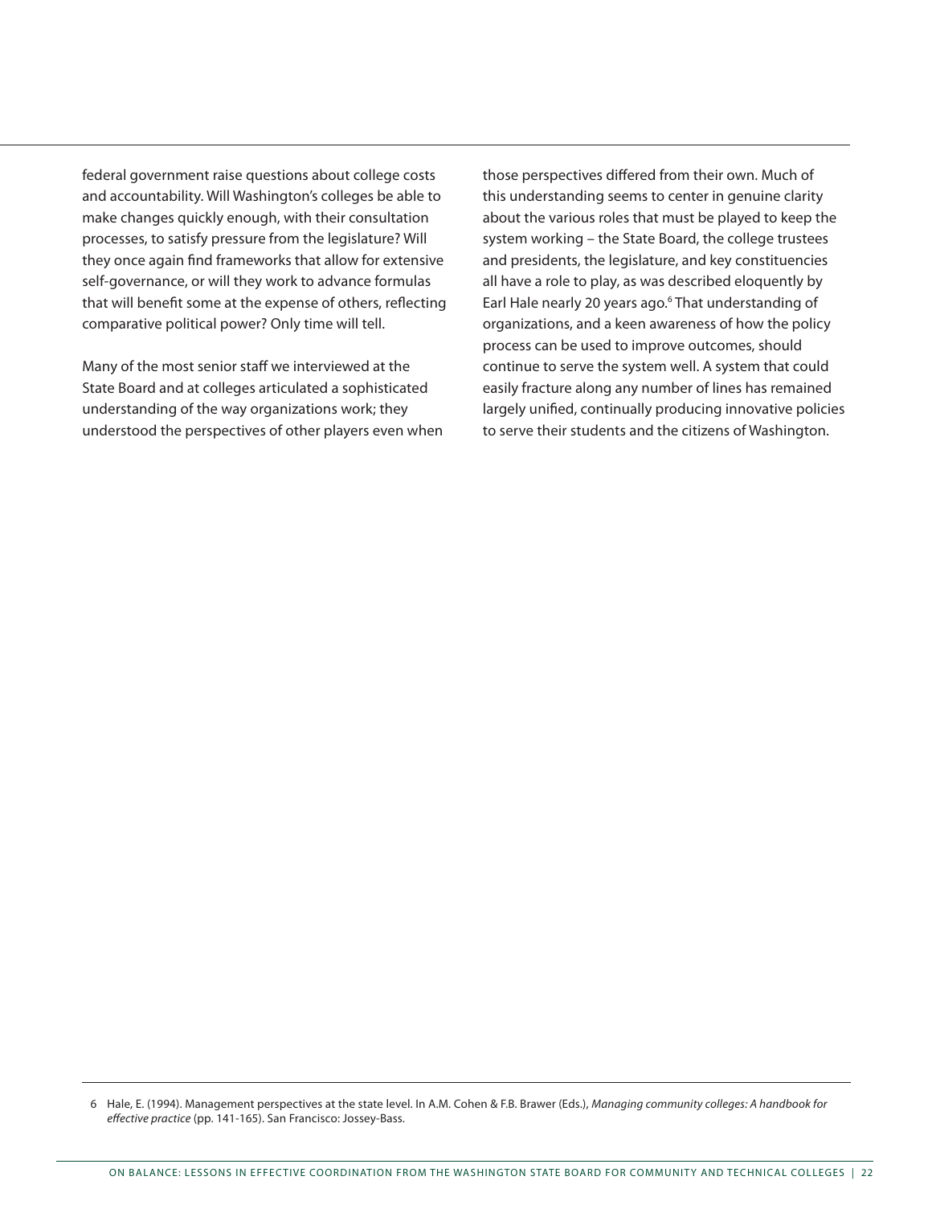federal government raise questions about college costs and accountability. Will Washington's colleges be able to make changes quickly enough, with their consultation processes, to satisfy pressure from the legislature? Will they once again find frameworks that allow for extensive self-governance, or will they work to advance formulas that will benefit some at the expense of others, reflecting comparative political power? Only time will tell.

Many of the most senior staff we interviewed at the State Board and at colleges articulated a sophisticated understanding of the way organizations work; they understood the perspectives of other players even when those perspectives differed from their own. Much of this understanding seems to center in genuine clarity about the various roles that must be played to keep the system working – the State Board, the college trustees and presidents, the legislature, and key constituencies all have a role to play, as was described eloquently by Earl Hale nearly 20 years ago.[6] That understanding of organizations, and a keen awareness of how the policy process can be used to improve outcomes, should continue to serve the system well. A system that could easily fracture along any number of lines has remained largely unified, continually producing innovative policies to serve their students and the citizens of Washington.

---

6 Hale, E. (1994). Management perspectives at the state level. In A.M. Cohen & F.B. Brawer (Eds.), *Managing community colleges: A handbook for effective practice* (pp. 141-165). San Francisco: Jossey-Bass.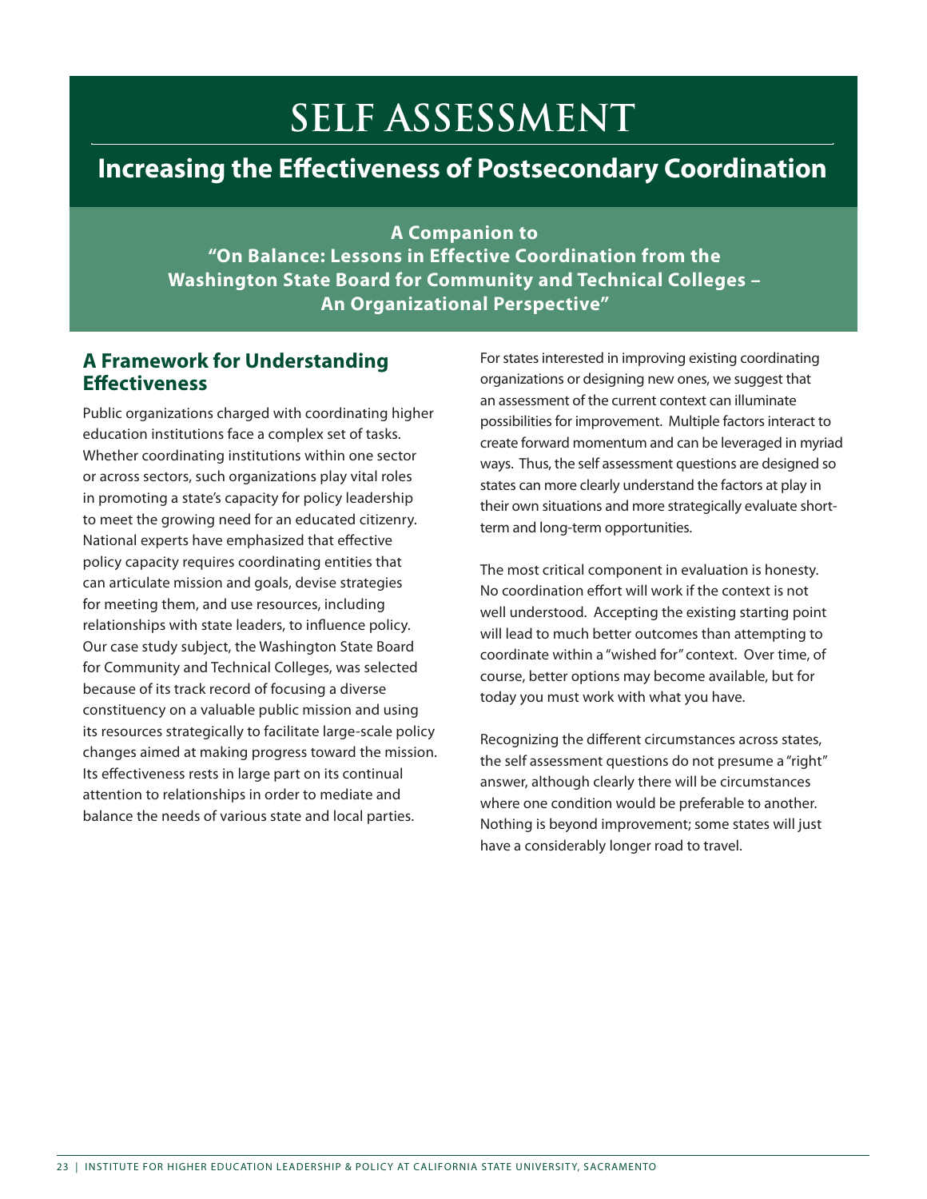# SELF ASSESSMENT

## Increasing the Effectiveness of Postsecondary Coordination

**A Companion to**
**"On Balance: Lessons in Effective Coordination from the Washington State Board for Community and Technical Colleges – An Organizational Perspective"**

### A Framework for Understanding Effectiveness

Public organizations charged with coordinating higher education institutions face a complex set of tasks. Whether coordinating institutions within one sector or across sectors, such organizations play vital roles in promoting a state's capacity for policy leadership to meet the growing need for an educated citizenry. National experts have emphasized that effective policy capacity requires coordinating entities that can articulate mission and goals, devise strategies for meeting them, and use resources, including relationships with state leaders, to influence policy. Our case study subject, the Washington State Board for Community and Technical Colleges, was selected because of its track record of focusing a diverse constituency on a valuable public mission and using its resources strategically to facilitate large-scale policy changes aimed at making progress toward the mission. Its effectiveness rests in large part on its continual attention to relationships in order to mediate and balance the needs of various state and local parties.

For states interested in improving existing coordinating organizations or designing new ones, we suggest that an assessment of the current context can illuminate possibilities for improvement. Multiple factors interact to create forward momentum and can be leveraged in myriad ways. Thus, the self assessment questions are designed so states can more clearly understand the factors at play in their own situations and more strategically evaluate short-term and long-term opportunities.

The most critical component in evaluation is honesty. No coordination effort will work if the context is not well understood. Accepting the existing starting point will lead to much better outcomes than attempting to coordinate within a "wished for" context. Over time, of course, better options may become available, but for today you must work with what you have.

Recognizing the different circumstances across states, the self assessment questions do not presume a "right" answer, although clearly there will be circumstances where one condition would be preferable to another. Nothing is beyond improvement; some states will just have a considerably longer road to travel.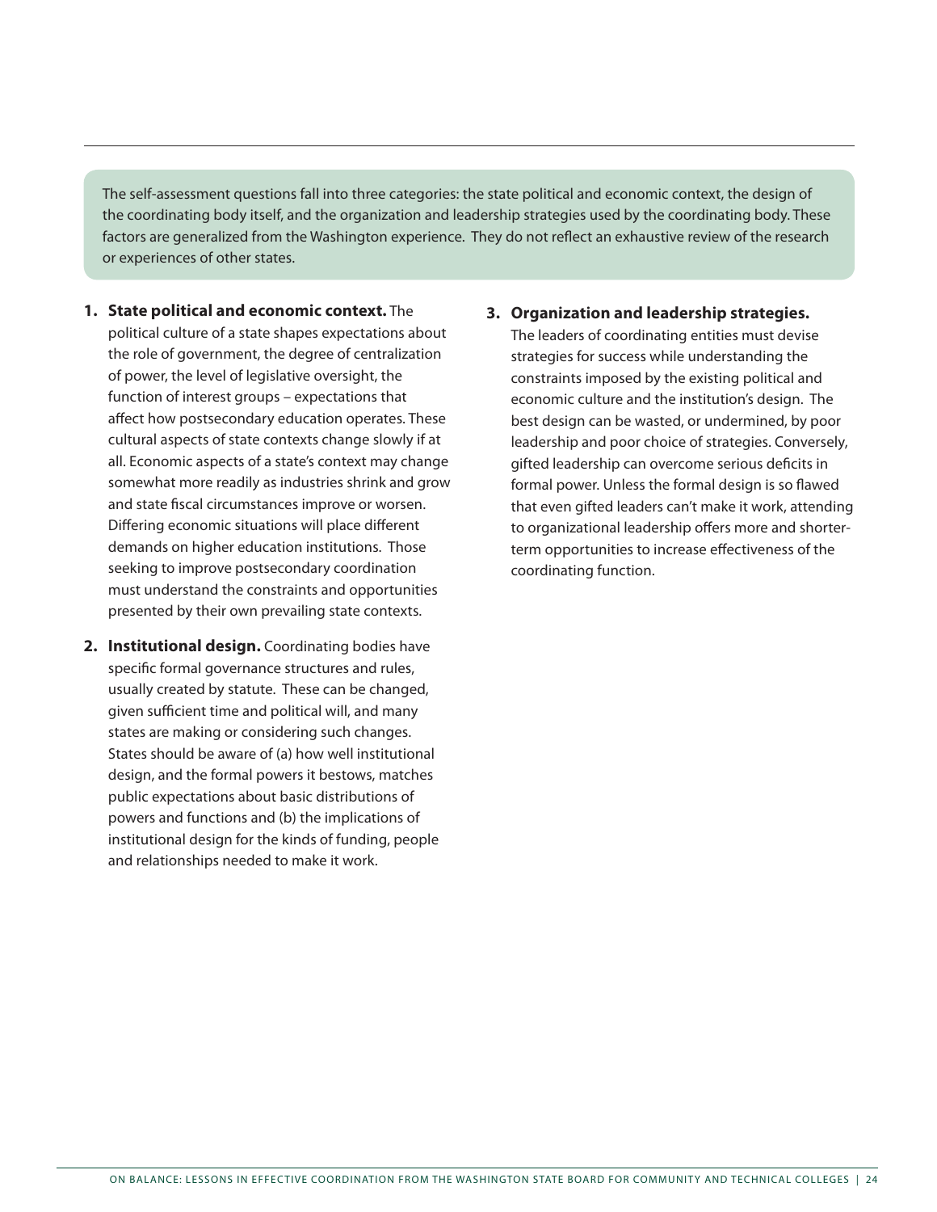The self-assessment questions fall into three categories: the state political and economic context, the design of the coordinating body itself, and the organization and leadership strategies used by the coordinating body. These factors are generalized from the Washington experience. They do not reflect an exhaustive review of the research or experiences of other states.

1. **State political and economic context.** The political culture of a state shapes expectations about the role of government, the degree of centralization of power, the level of legislative oversight, the function of interest groups – expectations that affect how postsecondary education operates. These cultural aspects of state contexts change slowly if at all. Economic aspects of a state's context may change somewhat more readily as industries shrink and grow and state fiscal circumstances improve or worsen. Differing economic situations will place different demands on higher education institutions. Those seeking to improve postsecondary coordination must understand the constraints and opportunities presented by their own prevailing state contexts.

2. **Institutional design.** Coordinating bodies have specific formal governance structures and rules, usually created by statute. These can be changed, given sufficient time and political will, and many states are making or considering such changes. States should be aware of (a) how well institutional design, and the formal powers it bestows, matches public expectations about basic distributions of powers and functions and (b) the implications of institutional design for the kinds of funding, people and relationships needed to make it work.

3. **Organization and leadership strategies.** The leaders of coordinating entities must devise strategies for success while understanding the constraints imposed by the existing political and economic culture and the institution's design. The best design can be wasted, or undermined, by poor leadership and poor choice of strategies. Conversely, gifted leadership can overcome serious deficits in formal power. Unless the formal design is so flawed that even gifted leaders can't make it work, attending to organizational leadership offers more and shorter-term opportunities to increase effectiveness of the coordinating function.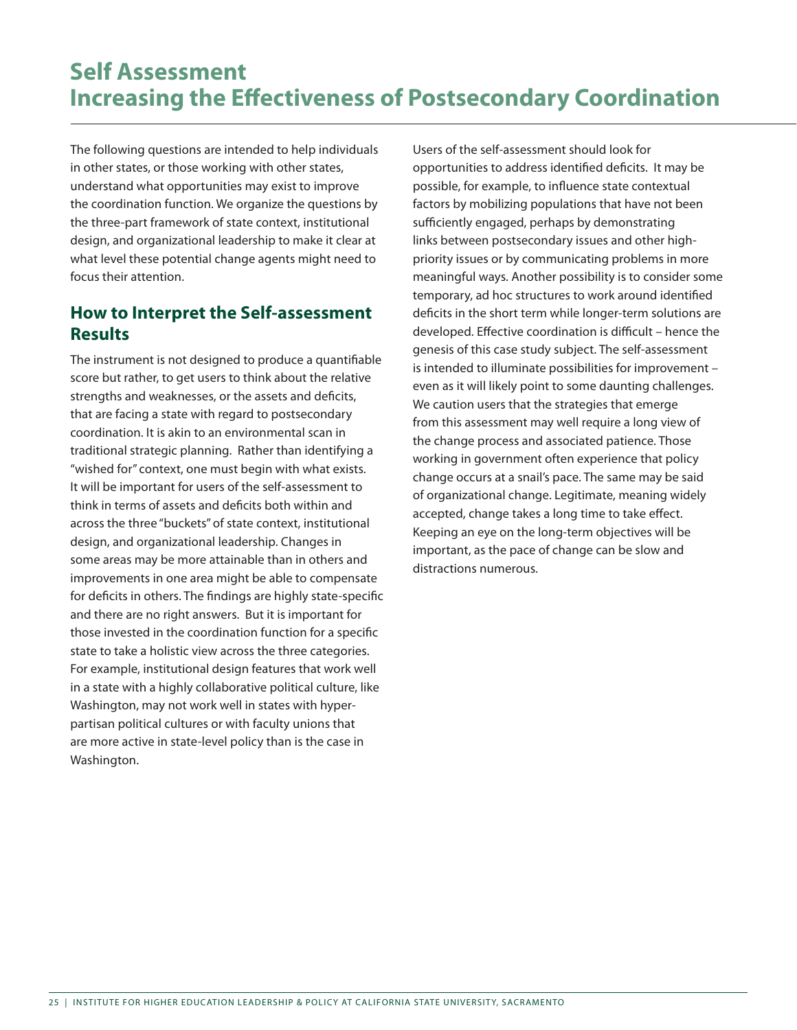# Self Assessment
# Increasing the Effectiveness of Postsecondary Coordination

The following questions are intended to help individuals in other states, or those working with other states, understand what opportunities may exist to improve the coordination function. We organize the questions by the three-part framework of state context, institutional design, and organizational leadership to make it clear at what level these potential change agents might need to focus their attention.

## How to Interpret the Self-assessment Results

The instrument is not designed to produce a quantifiable score but rather, to get users to think about the relative strengths and weaknesses, or the assets and deficits, that are facing a state with regard to postsecondary coordination. It is akin to an environmental scan in traditional strategic planning. Rather than identifying a "wished for" context, one must begin with what exists. It will be important for users of the self-assessment to think in terms of assets and deficits both within and across the three "buckets" of state context, institutional design, and organizational leadership. Changes in some areas may be more attainable than in others and improvements in one area might be able to compensate for deficits in others. The findings are highly state-specific and there are no right answers. But it is important for those invested in the coordination function for a specific state to take a holistic view across the three categories. For example, institutional design features that work well in a state with a highly collaborative political culture, like Washington, may not work well in states with hyper-partisan political cultures or with faculty unions that are more active in state-level policy than is the case in Washington.

Users of the self-assessment should look for opportunities to address identified deficits. It may be possible, for example, to influence state contextual factors by mobilizing populations that have not been sufficiently engaged, perhaps by demonstrating links between postsecondary issues and other high-priority issues or by communicating problems in more meaningful ways. Another possibility is to consider some temporary, ad hoc structures to work around identified deficits in the short term while longer-term solutions are developed. Effective coordination is difficult – hence the genesis of this case study subject. The self-assessment is intended to illuminate possibilities for improvement – even as it will likely point to some daunting challenges. We caution users that the strategies that emerge from this assessment may well require a long view of the change process and associated patience. Those working in government often experience that policy change occurs at a snail's pace. The same may be said of organizational change. Legitimate, meaning widely accepted, change takes a long time to take effect. Keeping an eye on the long-term objectives will be important, as the pace of change can be slow and distractions numerous.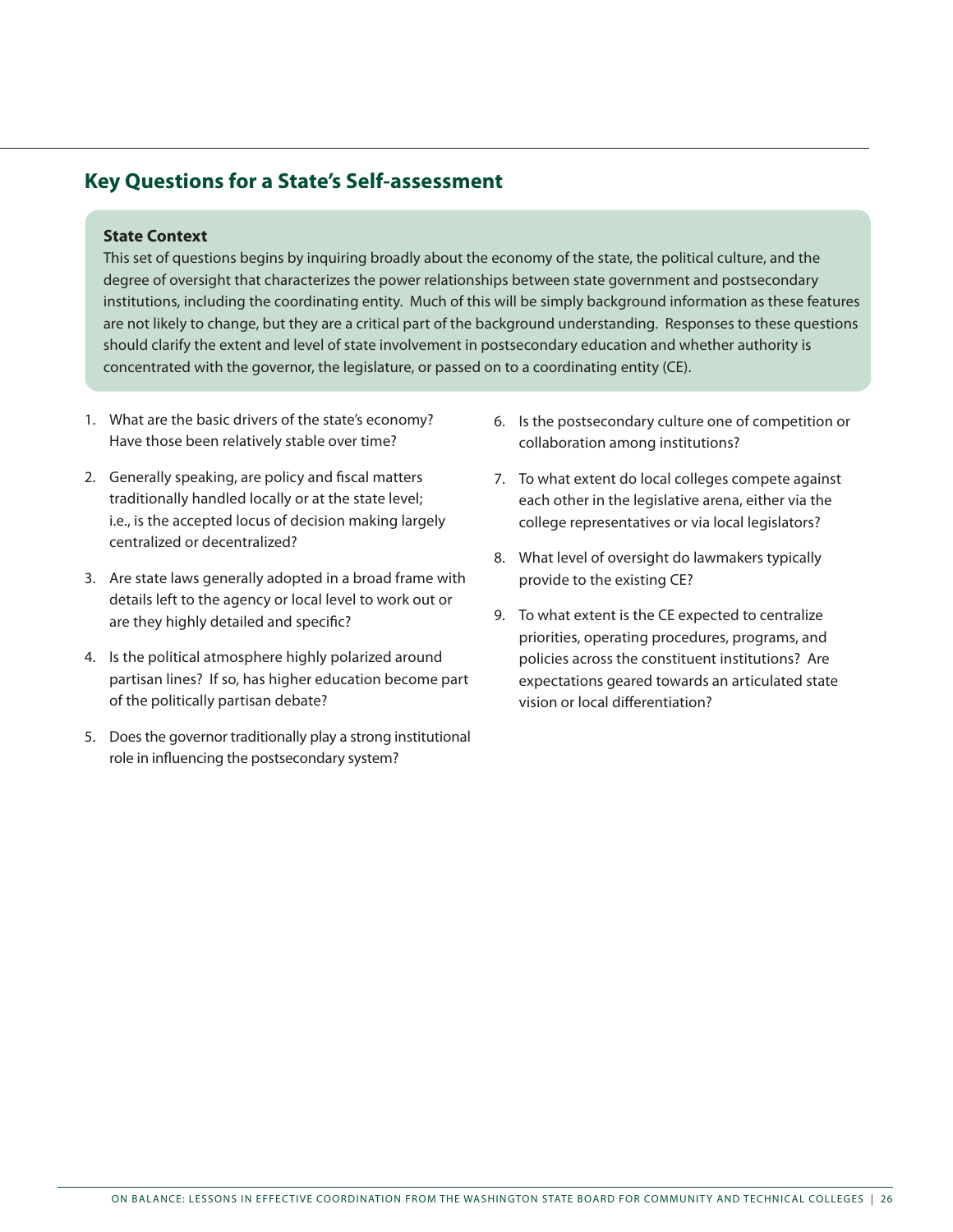## Key Questions for a State's Self-assessment

**State Context**

This set of questions begins by inquiring broadly about the economy of the state, the political culture, and the degree of oversight that characterizes the power relationships between state government and postsecondary institutions, including the coordinating entity. Much of this will be simply background information as these features are not likely to change, but they are a critical part of the background understanding. Responses to these questions should clarify the extent and level of state involvement in postsecondary education and whether authority is concentrated with the governor, the legislature, or passed on to a coordinating entity (CE).

1. What are the basic drivers of the state's economy? Have those been relatively stable over time?
2. Generally speaking, are policy and fiscal matters traditionally handled locally or at the state level; i.e., is the accepted locus of decision making largely centralized or decentralized?
3. Are state laws generally adopted in a broad frame with details left to the agency or local level to work out or are they highly detailed and specific?
4. Is the political atmosphere highly polarized around partisan lines? If so, has higher education become part of the politically partisan debate?
5. Does the governor traditionally play a strong institutional role in influencing the postsecondary system?
6. Is the postsecondary culture one of competition or collaboration among institutions?
7. To what extent do local colleges compete against each other in the legislative arena, either via the college representatives or via local legislators?
8. What level of oversight do lawmakers typically provide to the existing CE?
9. To what extent is the CE expected to centralize priorities, operating procedures, programs, and policies across the constituent institutions? Are expectations geared towards an articulated state vision or local differentiation?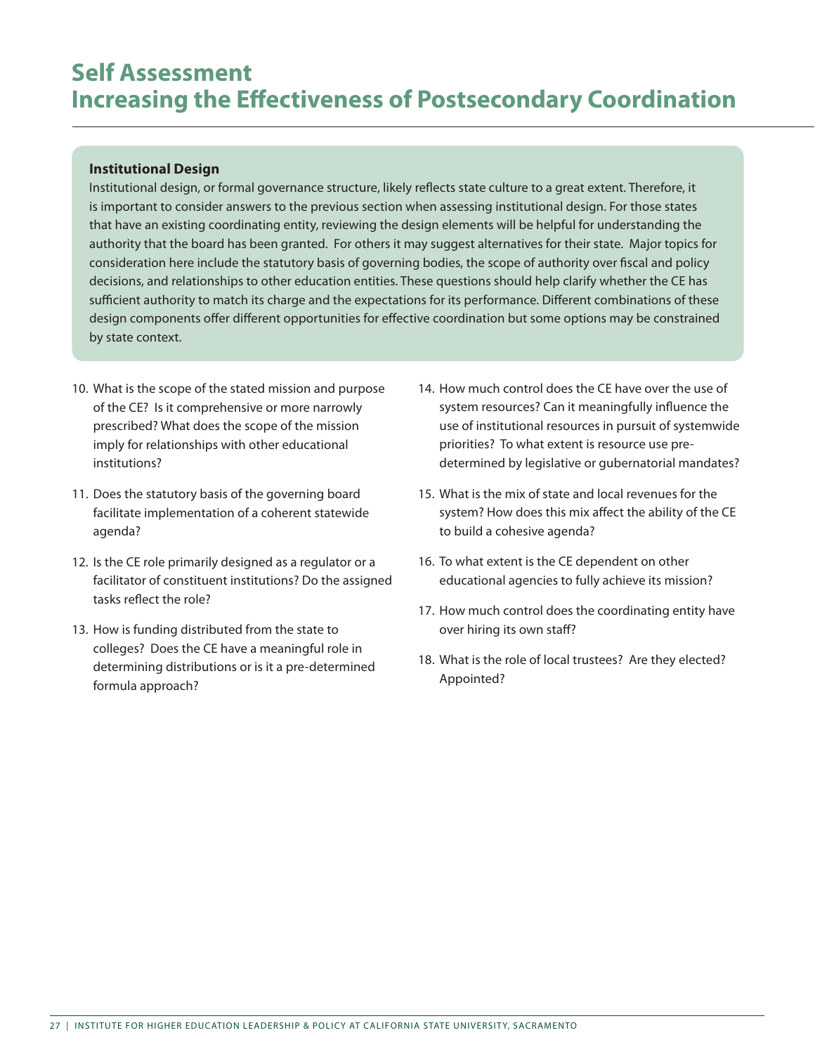# Self Assessment
# Increasing the Effectiveness of Postsecondary Coordination

**Institutional Design**

Institutional design, or formal governance structure, likely reflects state culture to a great extent. Therefore, it is important to consider answers to the previous section when assessing institutional design. For those states that have an existing coordinating entity, reviewing the design elements will be helpful for understanding the authority that the board has been granted. For others it may suggest alternatives for their state. Major topics for consideration here include the statutory basis of governing bodies, the scope of authority over fiscal and policy decisions, and relationships to other education entities. These questions should help clarify whether the CE has sufficient authority to match its charge and the expectations for its performance. Different combinations of these design components offer different opportunities for effective coordination but some options may be constrained by state context.

10. What is the scope of the stated mission and purpose of the CE? Is it comprehensive or more narrowly prescribed? What does the scope of the mission imply for relationships with other educational institutions?

11. Does the statutory basis of the governing board facilitate implementation of a coherent statewide agenda?

12. Is the CE role primarily designed as a regulator or a facilitator of constituent institutions? Do the assigned tasks reflect the role?

13. How is funding distributed from the state to colleges? Does the CE have a meaningful role in determining distributions or is it a pre-determined formula approach?

14. How much control does the CE have over the use of system resources? Can it meaningfully influence the use of institutional resources in pursuit of systemwide priorities? To what extent is resource use pre-determined by legislative or gubernatorial mandates?

15. What is the mix of state and local revenues for the system? How does this mix affect the ability of the CE to build a cohesive agenda?

16. To what extent is the CE dependent on other educational agencies to fully achieve its mission?

17. How much control does the coordinating entity have over hiring its own staff?

18. What is the role of local trustees? Are they elected? Appointed?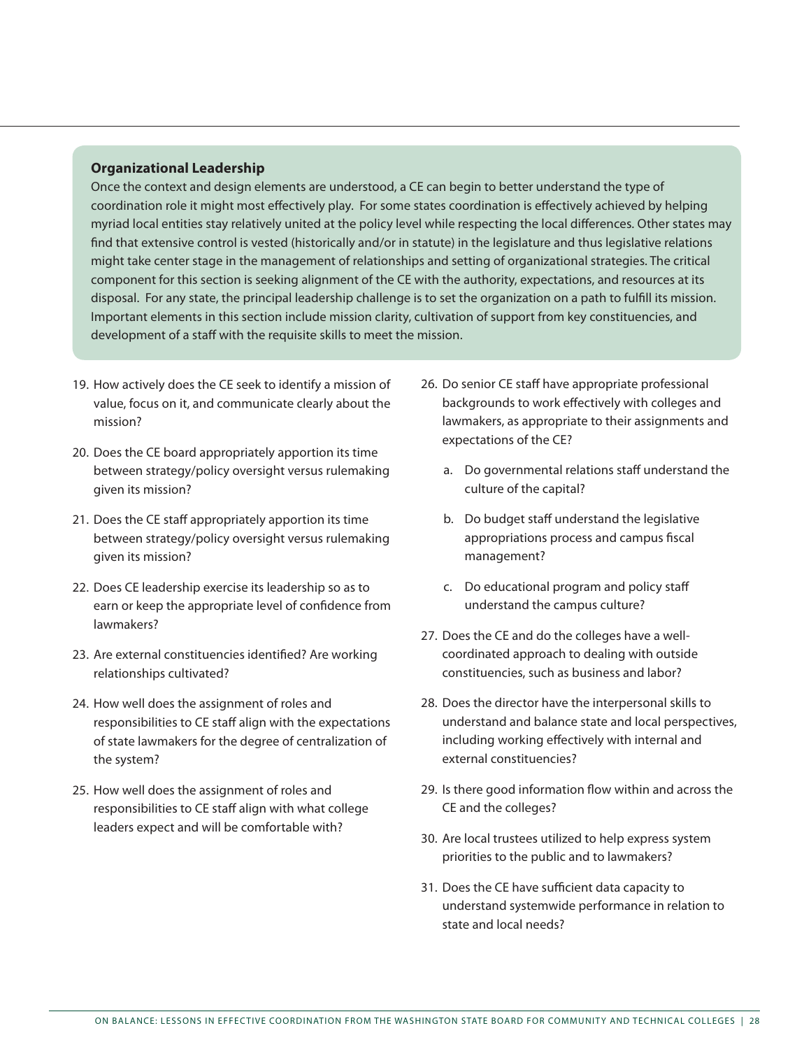### Organizational Leadership

Once the context and design elements are understood, a CE can begin to better understand the type of coordination role it might most effectively play. For some states coordination is effectively achieved by helping myriad local entities stay relatively united at the policy level while respecting the local differences. Other states may find that extensive control is vested (historically and/or in statute) in the legislature and thus legislative relations might take center stage in the management of relationships and setting of organizational strategies. The critical component for this section is seeking alignment of the CE with the authority, expectations, and resources at its disposal. For any state, the principal leadership challenge is to set the organization on a path to fulfill its mission. Important elements in this section include mission clarity, cultivation of support from key constituencies, and development of a staff with the requisite skills to meet the mission.

19. How actively does the CE seek to identify a mission of value, focus on it, and communicate clearly about the mission?
20. Does the CE board appropriately apportion its time between strategy/policy oversight versus rulemaking given its mission?
21. Does the CE staff appropriately apportion its time between strategy/policy oversight versus rulemaking given its mission?
22. Does CE leadership exercise its leadership so as to earn or keep the appropriate level of confidence from lawmakers?
23. Are external constituencies identified? Are working relationships cultivated?
24. How well does the assignment of roles and responsibilities to CE staff align with the expectations of state lawmakers for the degree of centralization of the system?
25. How well does the assignment of roles and responsibilities to CE staff align with what college leaders expect and will be comfortable with?
26. Do senior CE staff have appropriate professional backgrounds to work effectively with colleges and lawmakers, as appropriate to their assignments and expectations of the CE?
    a. Do governmental relations staff understand the culture of the capital?
    b. Do budget staff understand the legislative appropriations process and campus fiscal management?
    c. Do educational program and policy staff understand the campus culture?
27. Does the CE and do the colleges have a well-coordinated approach to dealing with outside constituencies, such as business and labor?
28. Does the director have the interpersonal skills to understand and balance state and local perspectives, including working effectively with internal and external constituencies?
29. Is there good information flow within and across the CE and the colleges?
30. Are local trustees utilized to help express system priorities to the public and to lawmakers?
31. Does the CE have sufficient data capacity to understand systemwide performance in relation to state and local needs?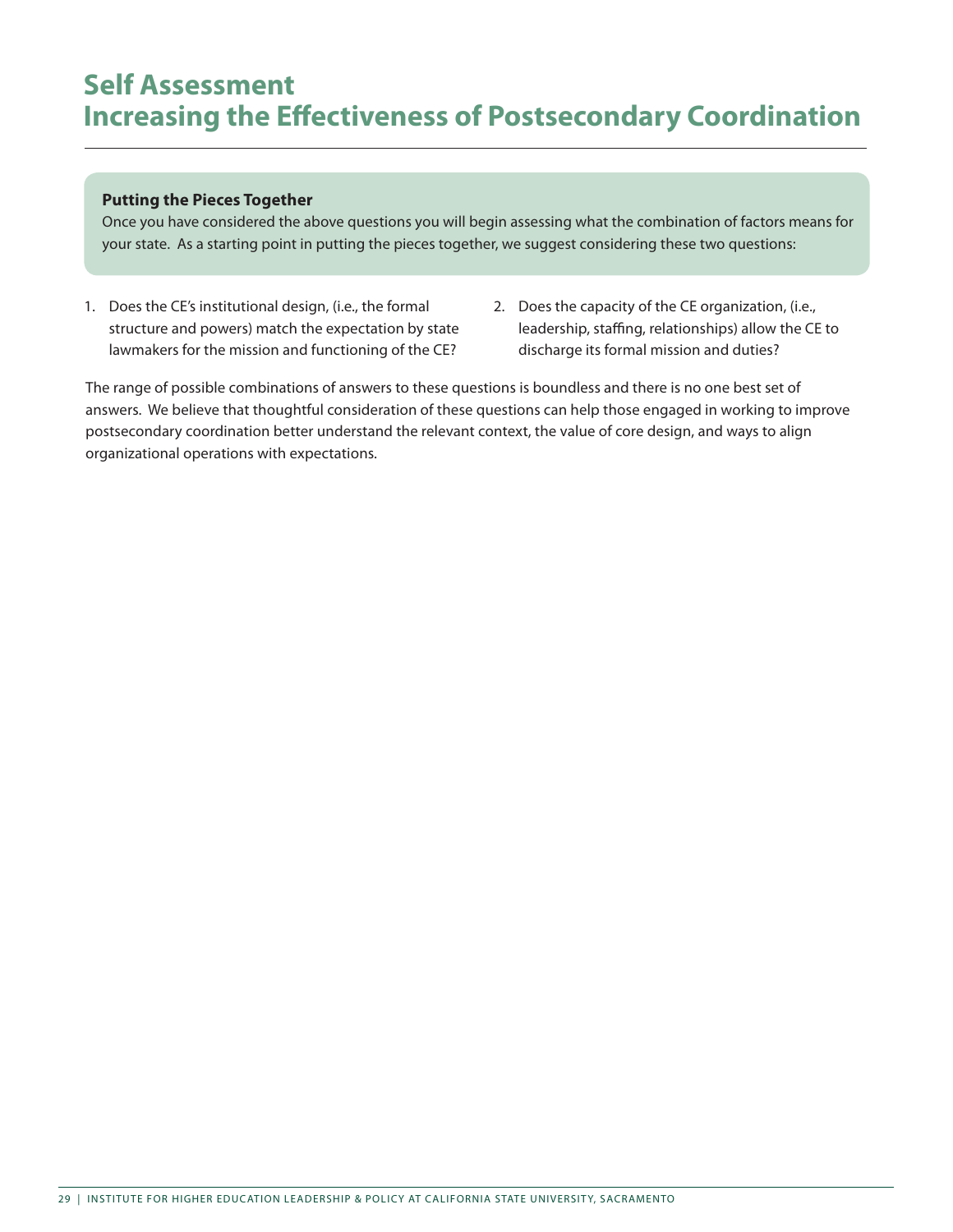# Self Assessment
# Increasing the Effectiveness of Postsecondary Coordination

**Putting the Pieces Together**

Once you have considered the above questions you will begin assessing what the combination of factors means for your state. As a starting point in putting the pieces together, we suggest considering these two questions:

1. Does the CE's institutional design, (i.e., the formal structure and powers) match the expectation by state lawmakers for the mission and functioning of the CE?
2. Does the capacity of the CE organization, (i.e., leadership, staffing, relationships) allow the CE to discharge its formal mission and duties?

The range of possible combinations of answers to these questions is boundless and there is no one best set of answers. We believe that thoughtful consideration of these questions can help those engaged in working to improve postsecondary coordination better understand the relevant context, the value of core design, and ways to align organizational operations with expectations.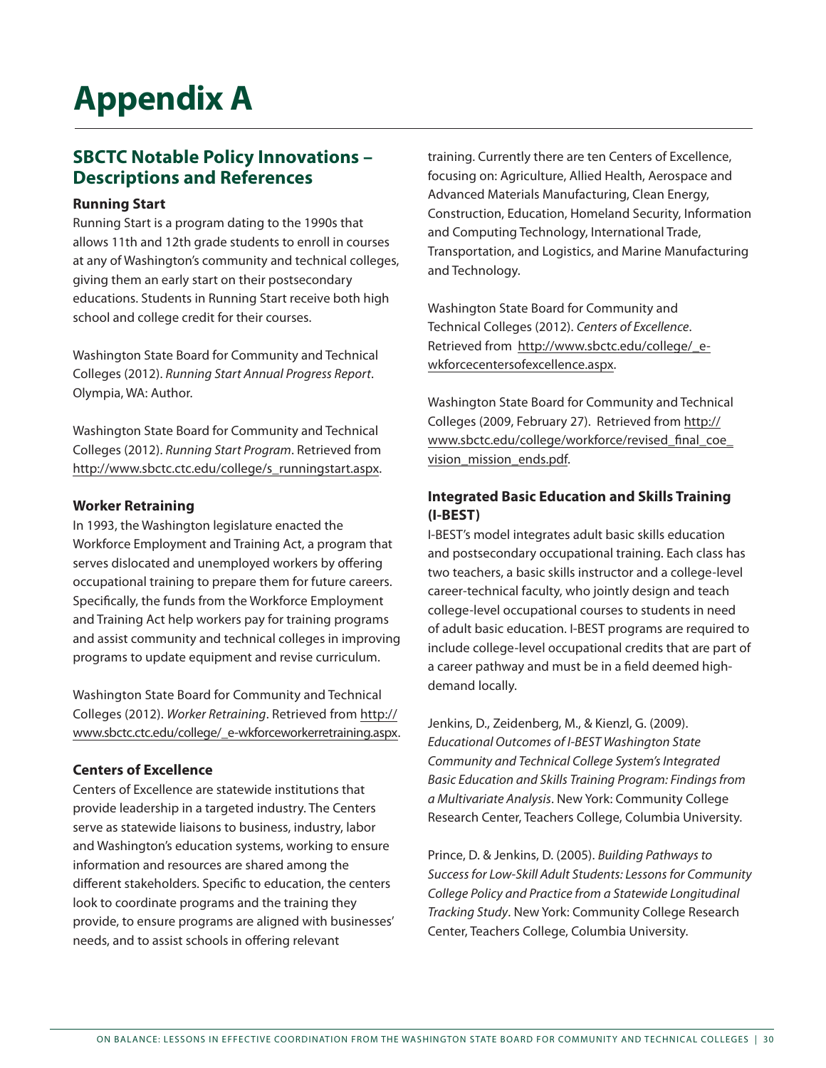# Appendix A

## SBCTC Notable Policy Innovations – Descriptions and References

### Running Start

Running Start is a program dating to the 1990s that allows 11th and 12th grade students to enroll in courses at any of Washington's community and technical colleges, giving them an early start on their postsecondary educations. Students in Running Start receive both high school and college credit for their courses.

Washington State Board for Community and Technical Colleges (2012). *Running Start Annual Progress Report*. Olympia, WA: Author.

Washington State Board for Community and Technical Colleges (2012). *Running Start Program*. Retrieved from http://www.sbctc.ctc.edu/college/s_runningstart.aspx.

### Worker Retraining

In 1993, the Washington legislature enacted the Workforce Employment and Training Act, a program that serves dislocated and unemployed workers by offering occupational training to prepare them for future careers. Specifically, the funds from the Workforce Employment and Training Act help workers pay for training programs and assist community and technical colleges in improving programs to update equipment and revise curriculum.

Washington State Board for Community and Technical Colleges (2012). *Worker Retraining*. Retrieved from http://www.sbctc.ctc.edu/college/_e-wkforceworkerretraining.aspx.

### Centers of Excellence

Centers of Excellence are statewide institutions that provide leadership in a targeted industry. The Centers serve as statewide liaisons to business, industry, labor and Washington's education systems, working to ensure information and resources are shared among the different stakeholders. Specific to education, the centers look to coordinate programs and the training they provide, to ensure programs are aligned with businesses' needs, and to assist schools in offering relevant training. Currently there are ten Centers of Excellence, focusing on: Agriculture, Allied Health, Aerospace and Advanced Materials Manufacturing, Clean Energy, Construction, Education, Homeland Security, Information and Computing Technology, International Trade, Transportation, and Logistics, and Marine Manufacturing and Technology.

Washington State Board for Community and Technical Colleges (2012). *Centers of Excellence*. Retrieved from http://www.sbctc.edu/college/_e-wkforcecentersofexcellence.aspx.

Washington State Board for Community and Technical Colleges (2009, February 27). Retrieved from http://www.sbctc.edu/college/workforce/revised_final_coe_vision_mission_ends.pdf.

### Integrated Basic Education and Skills Training (I-BEST)

I-BEST's model integrates adult basic skills education and postsecondary occupational training. Each class has two teachers, a basic skills instructor and a college-level career-technical faculty, who jointly design and teach college-level occupational courses to students in need of adult basic education. I-BEST programs are required to include college-level occupational credits that are part of a career pathway and must be in a field deemed high-demand locally.

Jenkins, D., Zeidenberg, M., & Kienzl, G. (2009). *Educational Outcomes of I-BEST Washington State Community and Technical College System's Integrated Basic Education and Skills Training Program: Findings from a Multivariate Analysis*. New York: Community College Research Center, Teachers College, Columbia University.

Prince, D. & Jenkins, D. (2005). *Building Pathways to Success for Low-Skill Adult Students: Lessons for Community College Policy and Practice from a Statewide Longitudinal Tracking Study*. New York: Community College Research Center, Teachers College, Columbia University.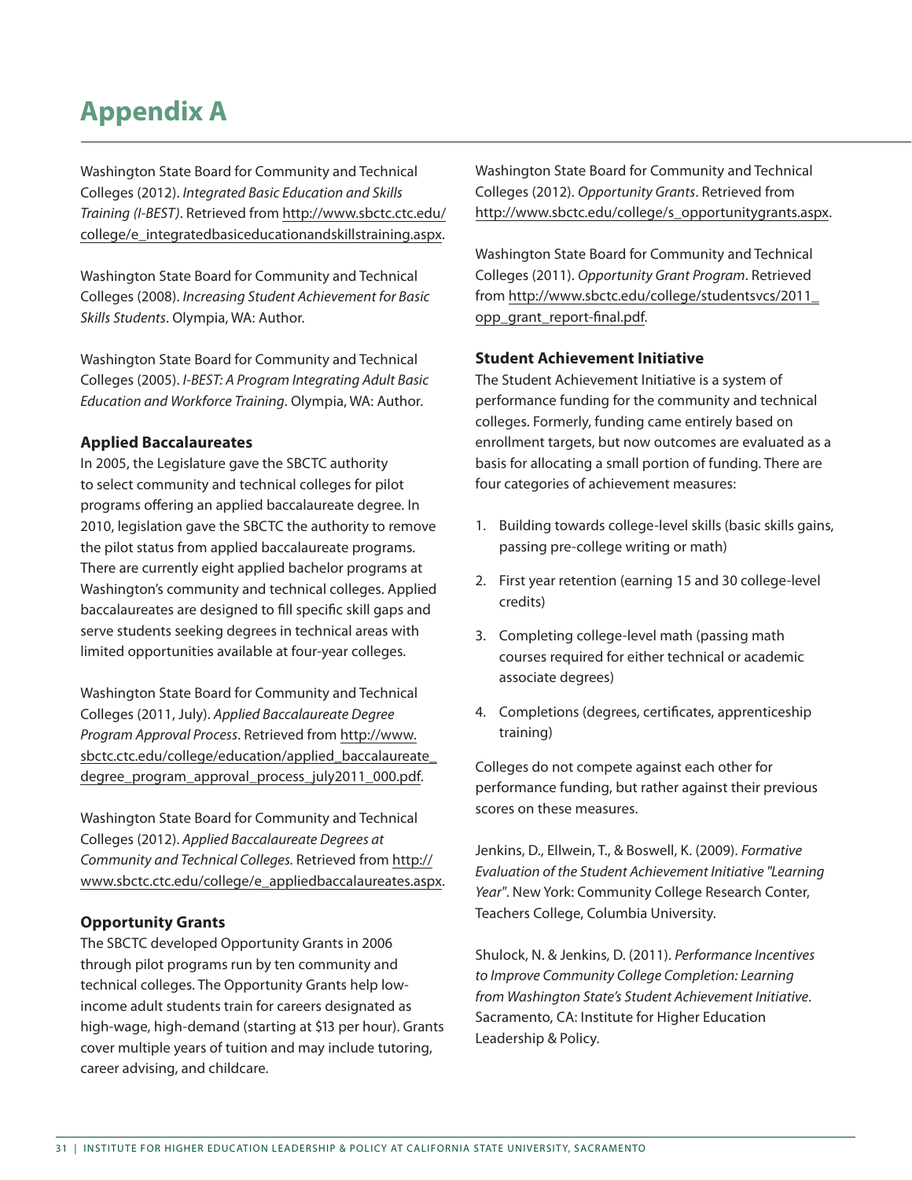# Appendix A

Washington State Board for Community and Technical Colleges (2012). *Integrated Basic Education and Skills Training (I-BEST)*. Retrieved from http://www.sbctc.ctc.edu/college/e_integratedbasiceducationandskillstraining.aspx.

Washington State Board for Community and Technical Colleges (2008). *Increasing Student Achievement for Basic Skills Students*. Olympia, WA: Author.

Washington State Board for Community and Technical Colleges (2005). *I-BEST: A Program Integrating Adult Basic Education and Workforce Training*. Olympia, WA: Author.

### Applied Baccalaureates

In 2005, the Legislature gave the SBCTC authority to select community and technical colleges for pilot programs offering an applied baccalaureate degree. In 2010, legislation gave the SBCTC the authority to remove the pilot status from applied baccalaureate programs. There are currently eight applied bachelor programs at Washington's community and technical colleges. Applied baccalaureates are designed to fill specific skill gaps and serve students seeking degrees in technical areas with limited opportunities available at four-year colleges.

Washington State Board for Community and Technical Colleges (2011, July). *Applied Baccalaureate Degree Program Approval Process*. Retrieved from http://www.sbctc.ctc.edu/college/education/applied_baccalaureate_degree_program_approval_process_july2011_000.pdf.

Washington State Board for Community and Technical Colleges (2012). *Applied Baccalaureate Degrees at Community and Technical Colleges.* Retrieved from http://www.sbctc.ctc.edu/college/e_appliedbaccalaureates.aspx.

### Opportunity Grants

The SBCTC developed Opportunity Grants in 2006 through pilot programs run by ten community and technical colleges. The Opportunity Grants help low-income adult students train for careers designated as high-wage, high-demand (starting at $13 per hour). Grants cover multiple years of tuition and may include tutoring, career advising, and childcare.

Washington State Board for Community and Technical Colleges (2012). *Opportunity Grants*. Retrieved from http://www.sbctc.edu/college/s_opportunitygrants.aspx.

Washington State Board for Community and Technical Colleges (2011). *Opportunity Grant Program*. Retrieved from http://www.sbctc.edu/college/studentsvcs/2011_opp_grant_report-final.pdf.

### Student Achievement Initiative

The Student Achievement Initiative is a system of performance funding for the community and technical colleges. Formerly, funding came entirely based on enrollment targets, but now outcomes are evaluated as a basis for allocating a small portion of funding. There are four categories of achievement measures:

1. Building towards college-level skills (basic skills gains, passing pre-college writing or math)
2. First year retention (earning 15 and 30 college-level credits)
3. Completing college-level math (passing math courses required for either technical or academic associate degrees)
4. Completions (degrees, certificates, apprenticeship training)

Colleges do not compete against each other for performance funding, but rather against their previous scores on these measures.

Jenkins, D., Ellwein, T., & Boswell, K. (2009). *Formative Evaluation of the Student Achievement Initiative "Learning Year"*. New York: Community College Research Conter, Teachers College, Columbia University.

Shulock, N. & Jenkins, D. (2011). *Performance Incentives to Improve Community College Completion: Learning from Washington State's Student Achievement Initiative*. Sacramento, CA: Institute for Higher Education Leadership & Policy.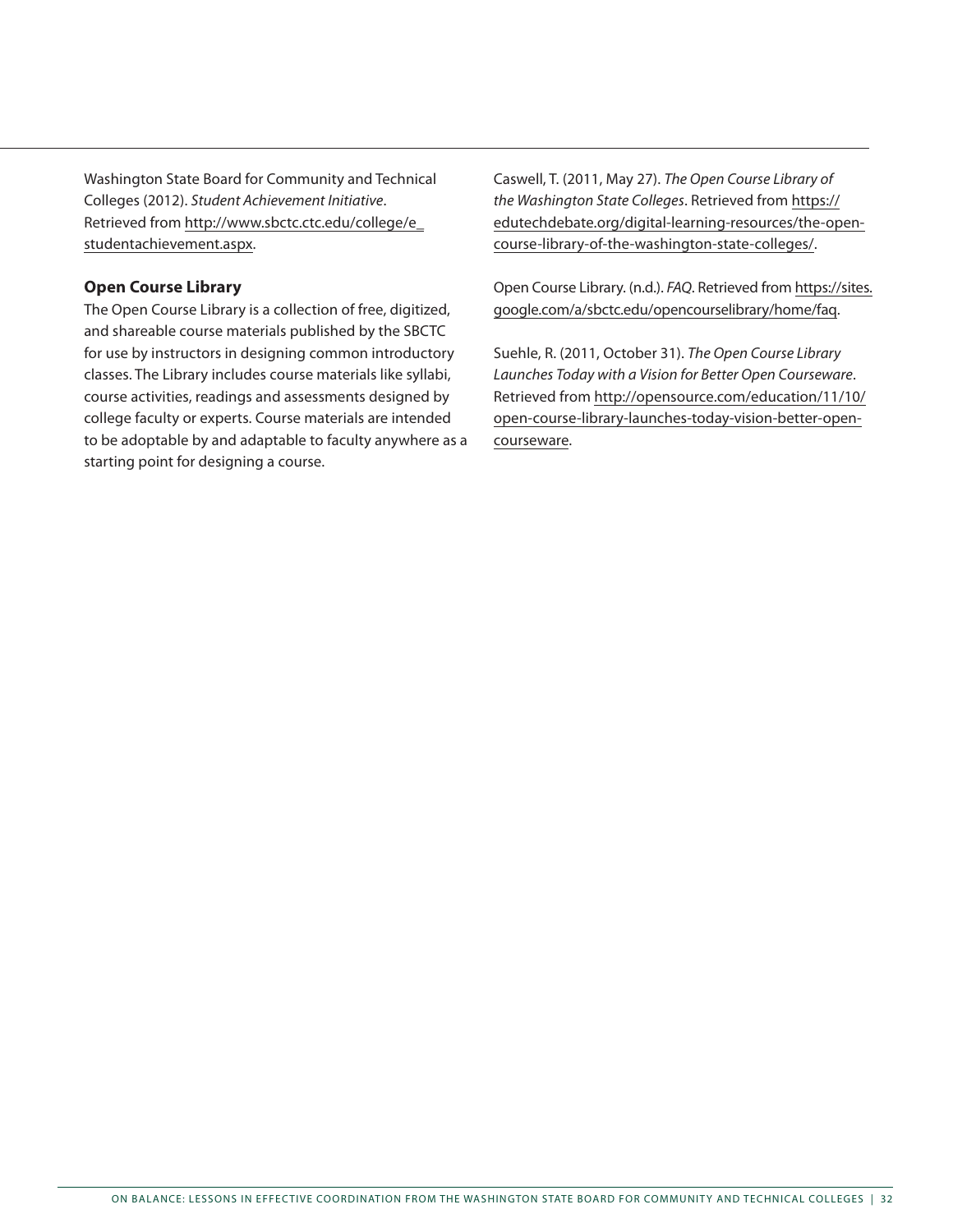Washington State Board for Community and Technical Colleges (2012). *Student Achievement Initiative*. Retrieved from http://www.sbctc.ctc.edu/college/e_studentachievement.aspx.

### Open Course Library

The Open Course Library is a collection of free, digitized, and shareable course materials published by the SBCTC for use by instructors in designing common introductory classes. The Library includes course materials like syllabi, course activities, readings and assessments designed by college faculty or experts. Course materials are intended to be adoptable by and adaptable to faculty anywhere as a starting point for designing a course.

Caswell, T. (2011, May 27). *The Open Course Library of the Washington State Colleges*. Retrieved from https://edutechdebate.org/digital-learning-resources/the-open-course-library-of-the-washington-state-colleges/.

Open Course Library. (n.d.). *FAQ*. Retrieved from https://sites.google.com/a/sbctc.edu/opencourselibrary/home/faq.

Suehle, R. (2011, October 31). *The Open Course Library Launches Today with a Vision for Better Open Courseware*. Retrieved from http://opensource.com/education/11/10/open-course-library-launches-today-vision-better-open-courseware.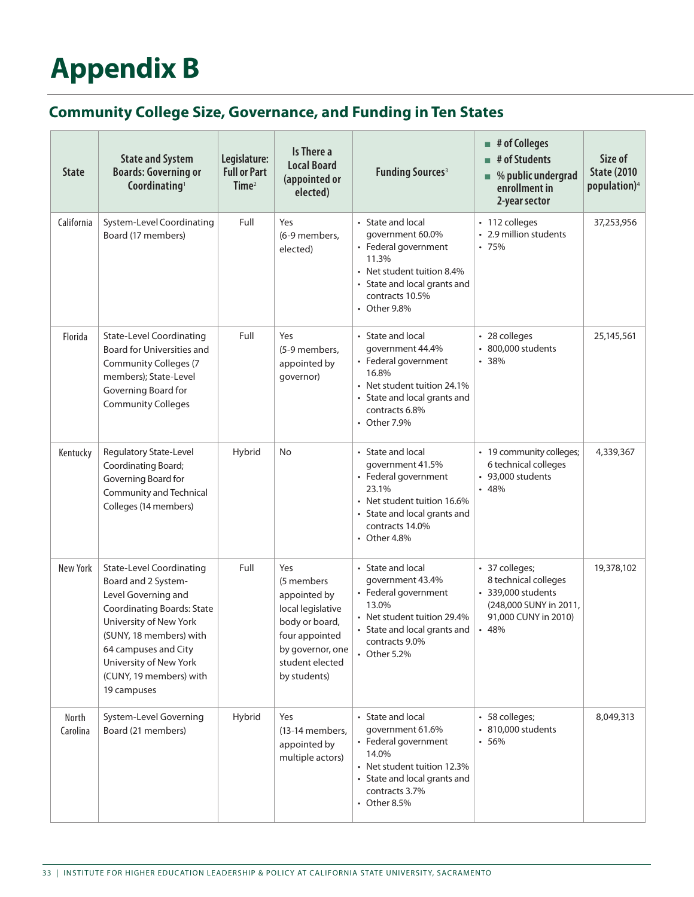# Appendix B

## Community College Size, Governance, and Funding in Ten States

| State | State and System Boards: Governing or Coordinating[1] | Legislature: Full or Part Time[2] | Is There a Local Board (appointed or elected) | Funding Sources[3] | ■ # of Colleges ■ # of Students ■ % public undergrad enrollment in 2-year sector | Size of State (2010 population)[4] |
|---|---|---|---|---|---|---|
| California | System-Level Coordinating Board (17 members) | Full | Yes (6-9 members, elected) | • State and local government 60.0% • Federal government 11.3% • Net student tuition 8.4% • State and local grants and contracts 10.5% • Other 9.8% | • 112 colleges • 2.9 million students • 75% | 37,253,956 |
| Florida | State-Level Coordinating Board for Universities and Community Colleges (7 members); State-Level Governing Board for Community Colleges | Full | Yes (5-9 members, appointed by governor) | • State and local government 44.4% • Federal government 16.8% • Net student tuition 24.1% • State and local grants and contracts 6.8% • Other 7.9% | • 28 colleges • 800,000 students • 38% | 25,145,561 |
| Kentucky | Regulatory State-Level Coordinating Board; Governing Board for Community and Technical Colleges (14 members) | Hybrid | No | • State and local government 41.5% • Federal government 23.1% • Net student tuition 16.6% • State and local grants and contracts 14.0% • Other 4.8% | • 19 community colleges; 6 technical colleges • 93,000 students • 48% | 4,339,367 |
| New York | State-Level Coordinating Board and 2 System-Level Governing and Coordinating Boards: State University of New York (SUNY, 18 members) with 64 campuses and City University of New York (CUNY, 19 members) with 19 campuses | Full | Yes (5 members appointed by local legislative body or board, four appointed by governor, one student elected by students) | • State and local government 43.4% • Federal government 13.0% • Net student tuition 29.4% • State and local grants and contracts 9.0% • Other 5.2% | • 37 colleges; 8 technical colleges • 339,000 students (248,000 SUNY in 2011, 91,000 CUNY in 2010) • 48% | 19,378,102 |
| North Carolina | System-Level Governing Board (21 members) | Hybrid | Yes (13-14 members, appointed by multiple actors) | • State and local government 61.6% • Federal government 14.0% • Net student tuition 12.3% • State and local grants and contracts 3.7% • Other 8.5% | • 58 colleges; • 810,000 students • 56% | 8,049,313 |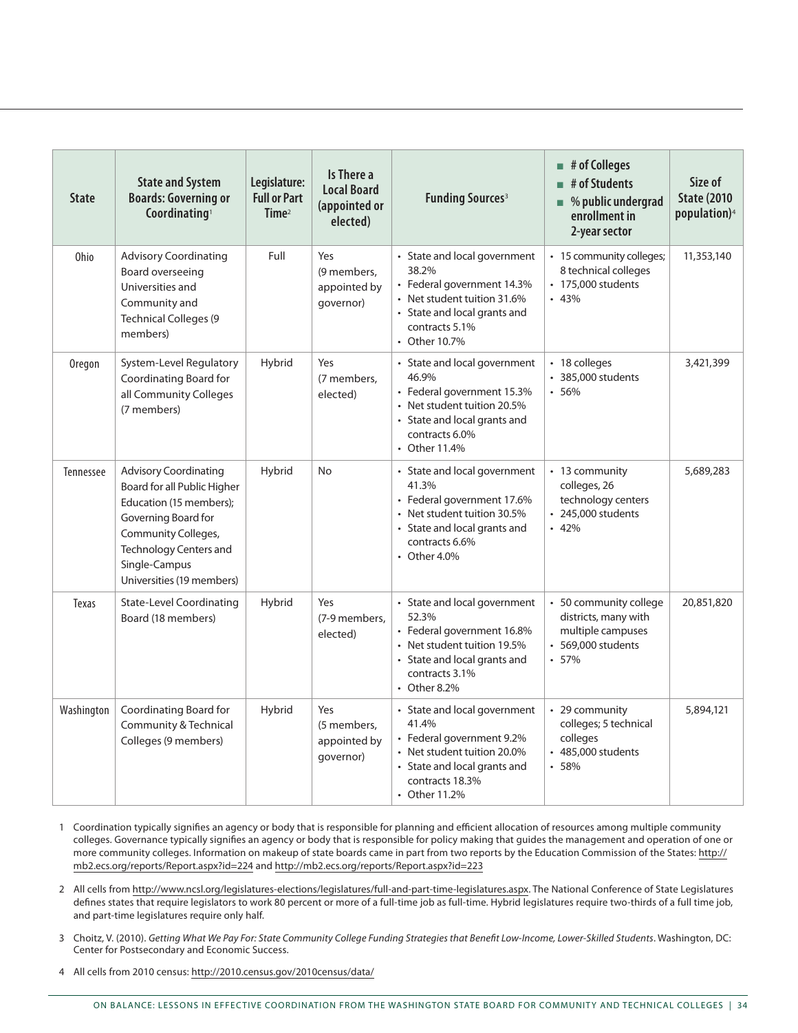| State | State and System Boards: Governing or Coordinating[1] | Legislature: Full or Part Time[2] | Is There a Local Board (appointed or elected) | Funding Sources[3] | ■ # of Colleges ■ # of Students ■ % public undergrad enrollment in 2-year sector | Size of State (2010 population)[4] |
|---|---|---|---|---|---|---|
| Ohio | Advisory Coordinating Board overseeing Universities and Community and Technical Colleges (9 members) | Full | Yes (9 members, appointed by governor) | • State and local government 38.2%<br>• Federal government 14.3%<br>• Net student tuition 31.6%<br>• State and local grants and contracts 5.1%<br>• Other 10.7% | • 15 community colleges; 8 technical colleges<br>• 175,000 students<br>• 43% | 11,353,140 |
| Oregon | System-Level Regulatory Coordinating Board for all Community Colleges (7 members) | Hybrid | Yes (7 members, elected) | • State and local government 46.9%<br>• Federal government 15.3%<br>• Net student tuition 20.5%<br>• State and local grants and contracts 6.0%<br>• Other 11.4% | • 18 colleges<br>• 385,000 students<br>• 56% | 3,421,399 |
| Tennessee | Advisory Coordinating Board for all Public Higher Education (15 members); Governing Board for Community Colleges, Technology Centers and Single-Campus Universities (19 members) | Hybrid | No | • State and local government 41.3%<br>• Federal government 17.6%<br>• Net student tuition 30.5%<br>• State and local grants and contracts 6.6%<br>• Other 4.0% | • 13 community colleges, 26 technology centers<br>• 245,000 students<br>• 42% | 5,689,283 |
| Texas | State-Level Coordinating Board (18 members) | Hybrid | Yes (7-9 members, elected) | • State and local government 52.3%<br>• Federal government 16.8%<br>• Net student tuition 19.5%<br>• State and local grants and contracts 3.1%<br>• Other 8.2% | • 50 community college districts, many with multiple campuses<br>• 569,000 students<br>• 57% | 20,851,820 |
| Washington | Coordinating Board for Community & Technical Colleges (9 members) | Hybrid | Yes (5 members, appointed by governor) | • State and local government 41.4%<br>• Federal government 9.2%<br>• Net student tuition 20.0%<br>• State and local grants and contracts 18.3%<br>• Other 11.2% | • 29 community colleges; 5 technical colleges<br>• 485,000 students<br>• 58% | 5,894,121 |

1 Coordination typically signifies an agency or body that is responsible for planning and efficient allocation of resources among multiple community colleges. Governance typically signifies an agency or body that is responsible for policy making that guides the management and operation of one or more community colleges. Information on makeup of state boards came in part from two reports by the Education Commission of the States: http://mb2.ecs.org/reports/Report.aspx?id=224 and http://mb2.ecs.org/reports/Report.aspx?id=223

2 All cells from http://www.ncsl.org/legislatures-elections/legislatures/full-and-part-time-legislatures.aspx. The National Conference of State Legislatures defines states that require legislators to work 80 percent or more of a full-time job as full-time. Hybrid legislatures require two-thirds of a full time job, and part-time legislatures require only half.

3 Choitz, V. (2010). *Getting What We Pay For: State Community College Funding Strategies that Benefit Low-Income, Lower-Skilled Students*. Washington, DC: Center for Postsecondary and Economic Success.

4 All cells from 2010 census: http://2010.census.gov/2010census/data/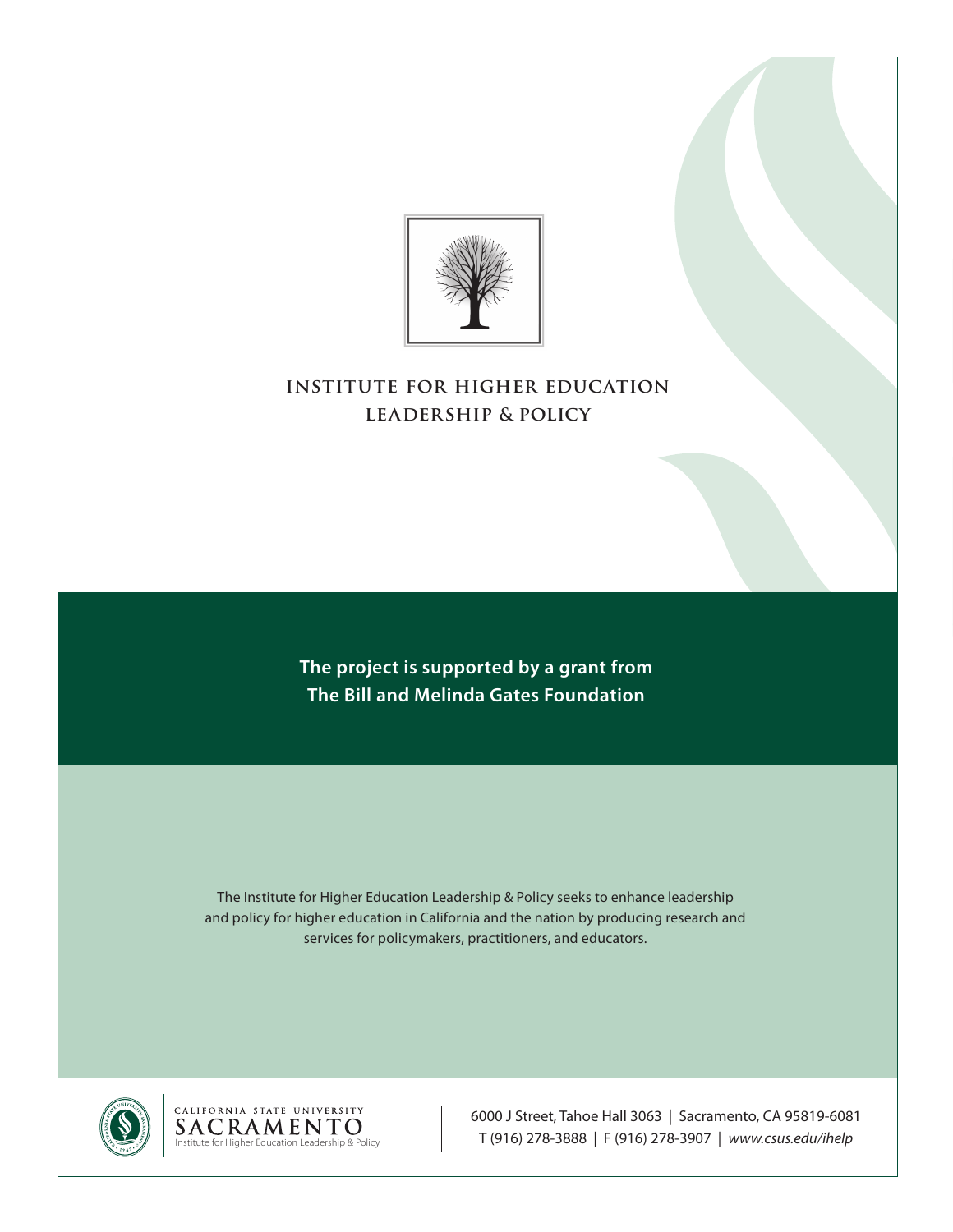**INSTITUTE FOR HIGHER EDUCATION LEADERSHIP & POLICY**

**The project is supported by a grant from The Bill and Melinda Gates Foundation**

The Institute for Higher Education Leadership & Policy seeks to enhance leadership and policy for higher education in California and the nation by producing research and services for policymakers, practitioners, and educators.

CALIFORNIA STATE UNIVERSITY
SACRAMENTO
Institute for Higher Education Leadership & Policy

6000 J Street, Tahoe Hall 3063 | Sacramento, CA 95819-6081
T (916) 278-3888 | F (916) 278-3907 | *www.csus.edu/ihelp*